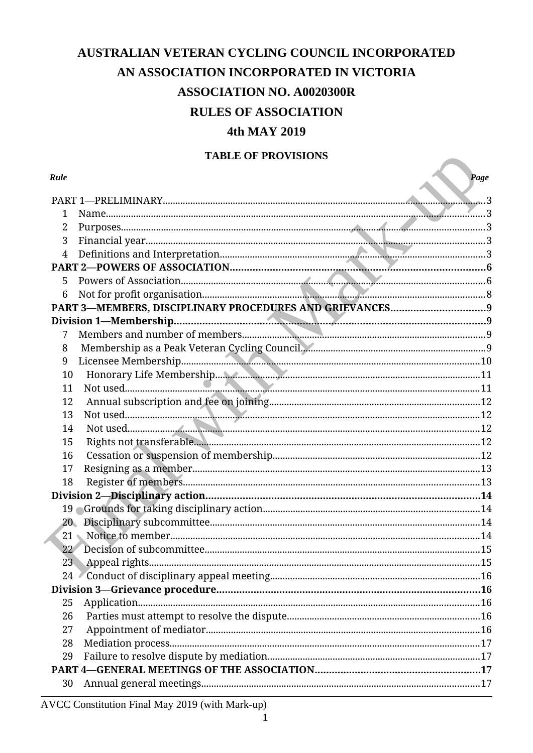# AUSTRALIAN VETERAN CYCLING COUNCIL INCORPORATED

# AN ASSOCIATION INCORPORATED IN VICTORIA

# ASSOCIATION NO. A0020300R

# RULES OF ASSOCIATION

# 4th MAY 2019

## TABLE OF PROVISIONS

| *Rule* | | *Page* |
|---|---|---|
| PART 1—PRELIMINARY | | 3 |
| 1 | Name | 3 |
| 2 | Purposes | 3 |
| 3 | Financial year | 3 |
| 4 | Definitions and Interpretation | 3 |
| **PART 2—POWERS OF ASSOCIATION** | | **6** |
| 5 | Powers of Association | 6 |
| 6 | Not for profit organisation | 8 |
| **PART 3—MEMBERS, DISCIPLINARY PROCEDURES AND GRIEVANCES** | | **9** |
| **Division 1—Membership** | | **9** |
| 7 | Members and number of members | 9 |
| 8 | Membership as a Peak Veteran Cycling Council | 9 |
| 9 | Licensee Membership | 10 |
| 10 | Honorary Life Membership | 11 |
| 11 | Not used | 11 |
| 12 | Annual subscription and fee on joining | 12 |
| 13 | Not used | 12 |
| 14 | Not used | 12 |
| 15 | Rights not transferable | 12 |
| 16 | Cessation or suspension of membership | 12 |
| 17 | Resigning as a member | 13 |
| 18 | Register of members | 13 |
| **Division 2—Disciplinary action** | | **14** |
| 19 | Grounds for taking disciplinary action | 14 |
| 20 | Disciplinary subcommittee | 14 |
| 21 | Notice to member | 14 |
| 22 | Decision of subcommittee | 15 |
| 23 | Appeal rights | 15 |
| 24 | Conduct of disciplinary appeal meeting | 16 |
| **Division 3—Grievance procedure** | | **16** |
| 25 | Application | 16 |
| 26 | Parties must attempt to resolve the dispute | 16 |
| 27 | Appointment of mediator | 16 |
| 28 | Mediation process | 17 |
| 29 | Failure to resolve dispute by mediation | 17 |
| **PART 4—GENERAL MEETINGS OF THE ASSOCIATION** | | **17** |
| 30 | Annual general meetings | 17 |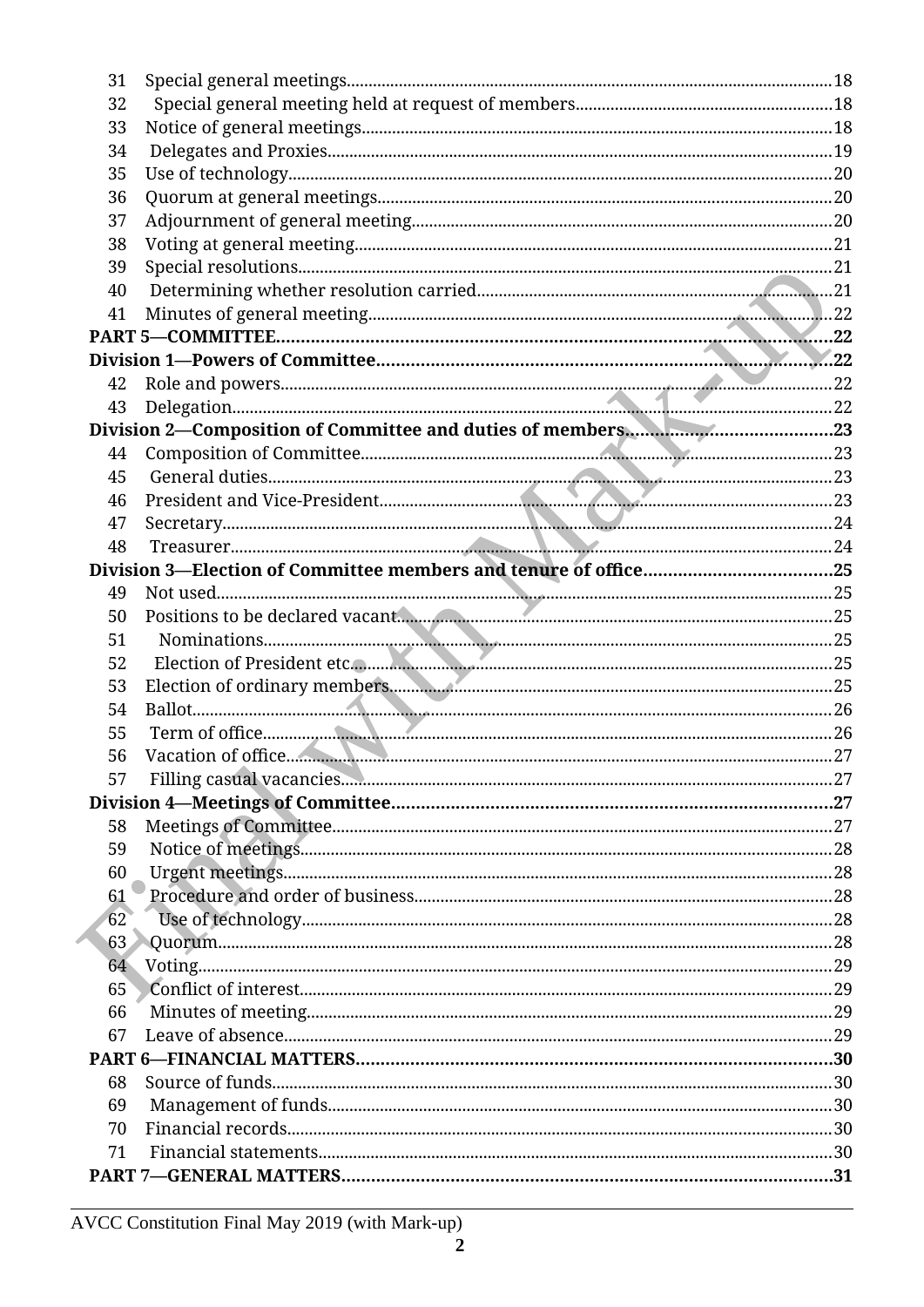31 Special general meetings....18
32 Special general meeting held at request of members....18
33 Notice of general meetings....18
34 Delegates and Proxies....19
35 Use of technology....20
36 Quorum at general meetings....20
37 Adjournment of general meeting....20
38 Voting at general meeting....21
39 Special resolutions....21
40 Determining whether resolution carried....21
41 Minutes of general meeting....22

**PART 5—COMMITTEE....22**

**Division 1—Powers of Committee....22**

42 Role and powers....22
43 Delegation....22

**Division 2—Composition of Committee and duties of members....23**

44 Composition of Committee....23
45 General duties....23
46 President and Vice-President....23
47 Secretary....24
48 Treasurer....24

**Division 3—Election of Committee members and tenure of office....25**

49 Not used....25
50 Positions to be declared vacant....25
51 Nominations....25
52 Election of President etc....25
53 Election of ordinary members....25
54 Ballot....26
55 Term of office....26
56 Vacation of office....27
57 Filling casual vacancies....27

**Division 4—Meetings of Committee....27**

58 Meetings of Committee....27
59 Notice of meetings....28
60 Urgent meetings....28
61 Procedure and order of business....28
62 Use of technology....28
63 Quorum....28
64 Voting....29
65 Conflict of interest....29
66 Minutes of meeting....29
67 Leave of absence....29

**PART 6—FINANCIAL MATTERS....30**

68 Source of funds....30
69 Management of funds....30
70 Financial records....30
71 Financial statements....30

**PART 7—GENERAL MATTERS....31**

AVCC Constitution Final May 2019 (with Mark-up)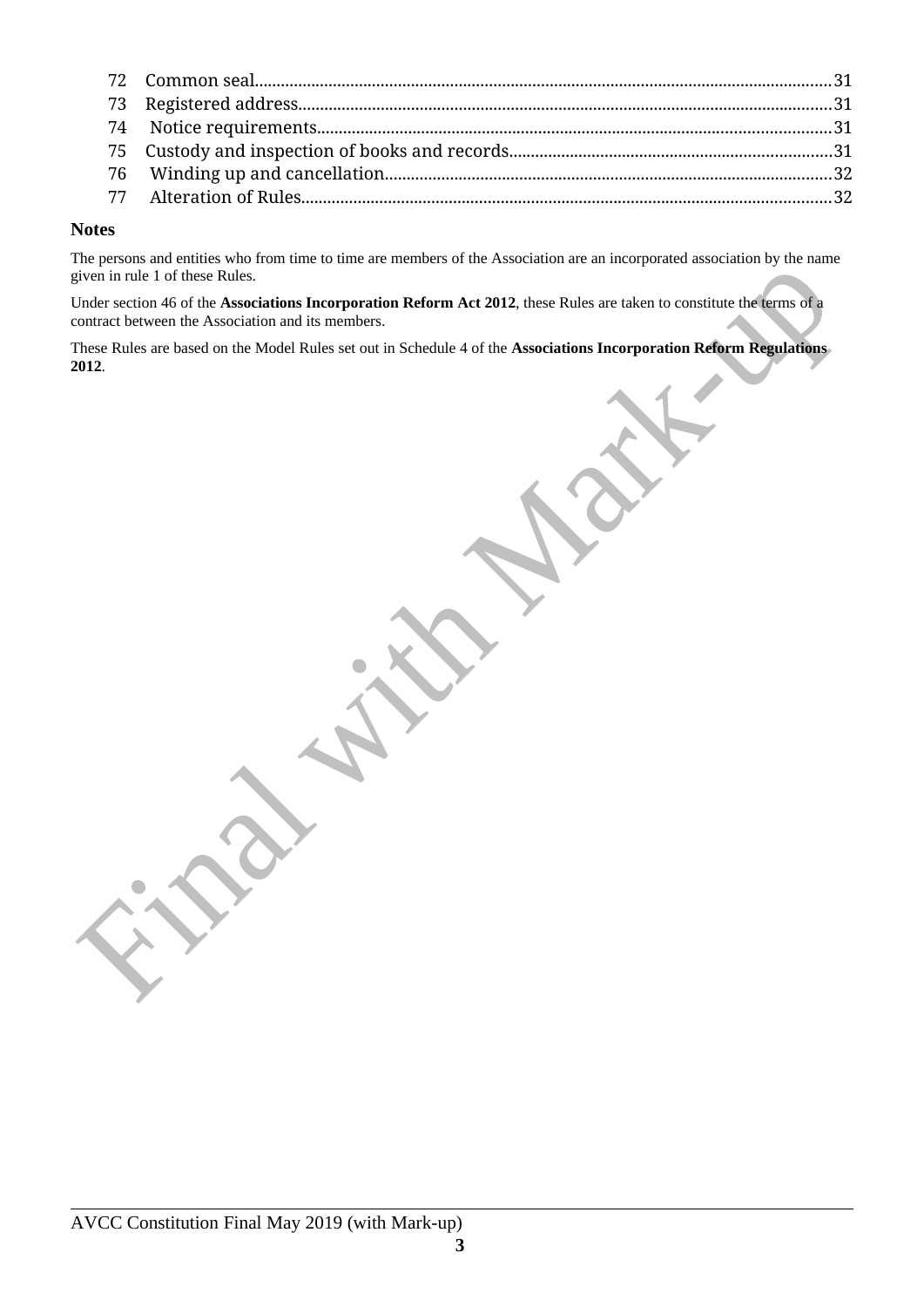72 Common seal....31
73 Registered address....31
74 Notice requirements....31
75 Custody and inspection of books and records....31
76 Winding up and cancellation....32
77 Alteration of Rules....32

## Notes

The persons and entities who from time to time are members of the Association are an incorporated association by the name given in rule 1 of these Rules.

Under section 46 of the **Associations Incorporation Reform Act 2012**, these Rules are taken to constitute the terms of a contract between the Association and its members.

These Rules are based on the Model Rules set out in Schedule 4 of the **Associations Incorporation Reform Regulations 2012**.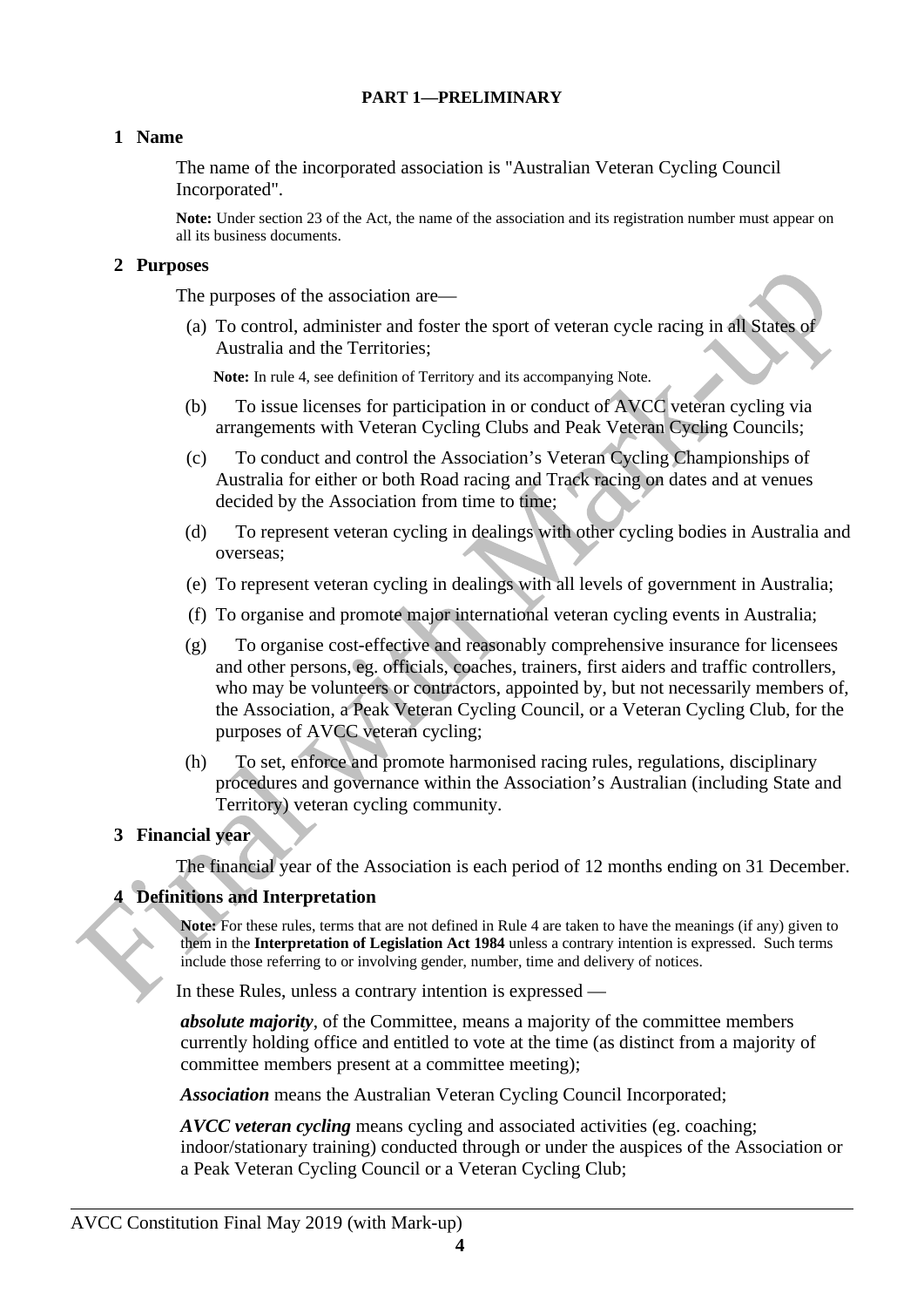# PART 1—PRELIMINARY

## 1 Name

The name of the incorporated association is "Australian Veteran Cycling Council Incorporated".

**Note:** Under section 23 of the Act, the name of the association and its registration number must appear on all its business documents.

## 2 Purposes

The purposes of the association are—

(a) To control, administer and foster the sport of veteran cycle racing in all States of Australia and the Territories;

**Note:** In rule 4, see definition of Territory and its accompanying Note.

(b) To issue licenses for participation in or conduct of AVCC veteran cycling via arrangements with Veteran Cycling Clubs and Peak Veteran Cycling Councils;

(c) To conduct and control the Association's Veteran Cycling Championships of Australia for either or both Road racing and Track racing on dates and at venues decided by the Association from time to time;

(d) To represent veteran cycling in dealings with other cycling bodies in Australia and overseas;

(e) To represent veteran cycling in dealings with all levels of government in Australia;

(f) To organise and promote major international veteran cycling events in Australia;

(g) To organise cost-effective and reasonably comprehensive insurance for licensees and other persons, eg. officials, coaches, trainers, first aiders and traffic controllers, who may be volunteers or contractors, appointed by, but not necessarily members of, the Association, a Peak Veteran Cycling Council, or a Veteran Cycling Club, for the purposes of AVCC veteran cycling;

(h) To set, enforce and promote harmonised racing rules, regulations, disciplinary procedures and governance within the Association's Australian (including State and Territory) veteran cycling community.

## 3 Financial year

The financial year of the Association is each period of 12 months ending on 31 December.

## 4 Definitions and Interpretation

**Note:** For these rules, terms that are not defined in Rule 4 are taken to have the meanings (if any) given to them in the **Interpretation of Legislation Act 1984** unless a contrary intention is expressed. Such terms include those referring to or involving gender, number, time and delivery of notices.

In these Rules, unless a contrary intention is expressed —

***absolute majority***, of the Committee, means a majority of the committee members currently holding office and entitled to vote at the time (as distinct from a majority of committee members present at a committee meeting);

***Association*** means the Australian Veteran Cycling Council Incorporated;

***AVCC veteran cycling*** means cycling and associated activities (eg. coaching; indoor/stationary training) conducted through or under the auspices of the Association or a Peak Veteran Cycling Council or a Veteran Cycling Club;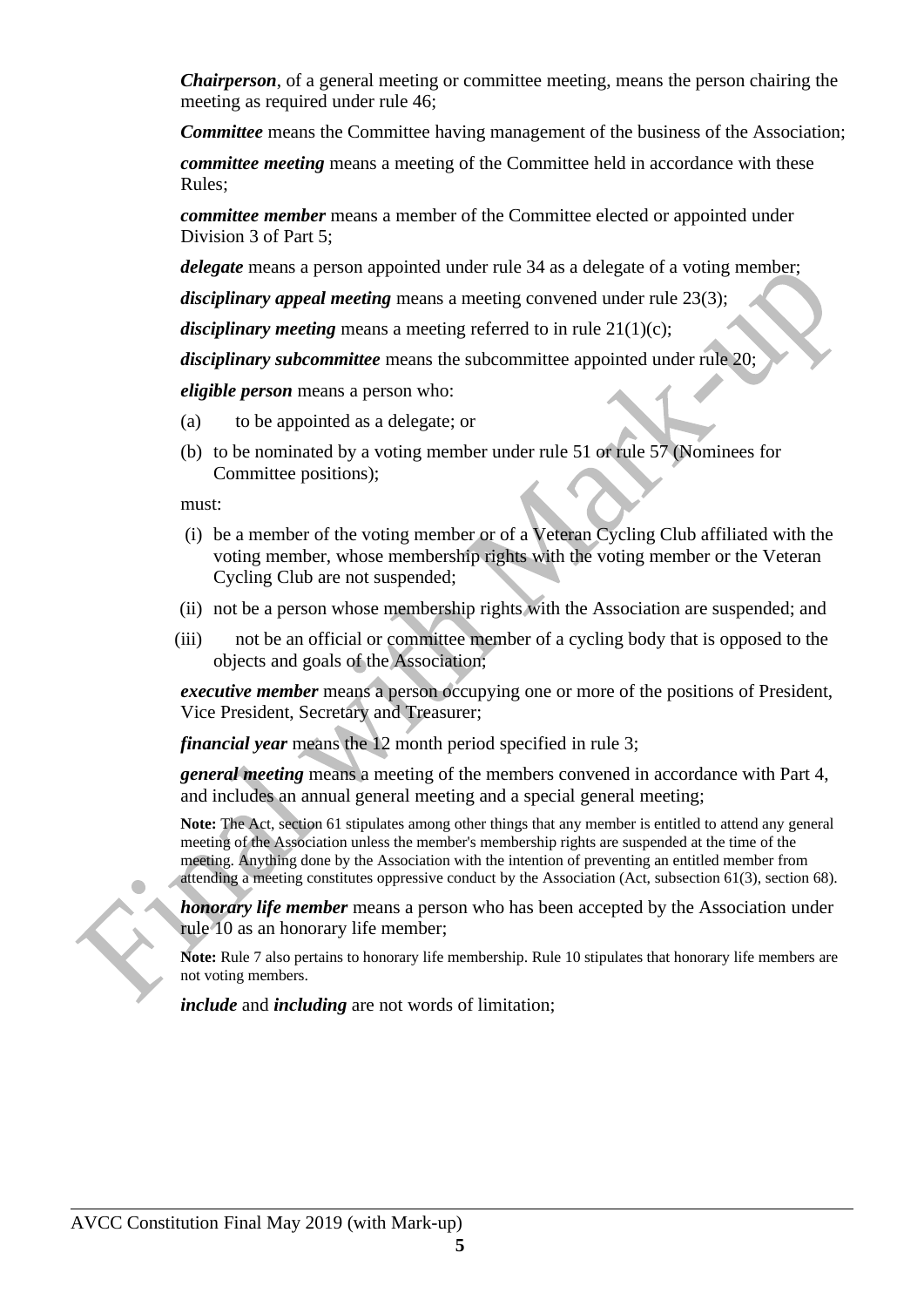***Chairperson***, of a general meeting or committee meeting, means the person chairing the meeting as required under rule 46;

***Committee*** means the Committee having management of the business of the Association;

***committee meeting*** means a meeting of the Committee held in accordance with these Rules;

***committee member*** means a member of the Committee elected or appointed under Division 3 of Part 5;

***delegate*** means a person appointed under rule 34 as a delegate of a voting member;

***disciplinary appeal meeting*** means a meeting convened under rule 23(3);

***disciplinary meeting*** means a meeting referred to in rule 21(1)(c);

***disciplinary subcommittee*** means the subcommittee appointed under rule 20;

***eligible person*** means a person who:

(a) to be appointed as a delegate; or

(b) to be nominated by a voting member under rule 51 or rule 57 (Nominees for Committee positions);

must:

(i) be a member of the voting member or of a Veteran Cycling Club affiliated with the voting member, whose membership rights with the voting member or the Veteran Cycling Club are not suspended;

(ii) not be a person whose membership rights with the Association are suspended; and

(iii) not be an official or committee member of a cycling body that is opposed to the objects and goals of the Association;

***executive member*** means a person occupying one or more of the positions of President, Vice President, Secretary and Treasurer;

***financial year*** means the 12 month period specified in rule 3;

***general meeting*** means a meeting of the members convened in accordance with Part 4, and includes an annual general meeting and a special general meeting;

**Note:** The Act, section 61 stipulates among other things that any member is entitled to attend any general meeting of the Association unless the member's membership rights are suspended at the time of the meeting. Anything done by the Association with the intention of preventing an entitled member from attending a meeting constitutes oppressive conduct by the Association (Act, subsection 61(3), section 68).

***honorary life member*** means a person who has been accepted by the Association under rule 10 as an honorary life member;

**Note:** Rule 7 also pertains to honorary life membership. Rule 10 stipulates that honorary life members are not voting members.

***include*** and ***including*** are not words of limitation;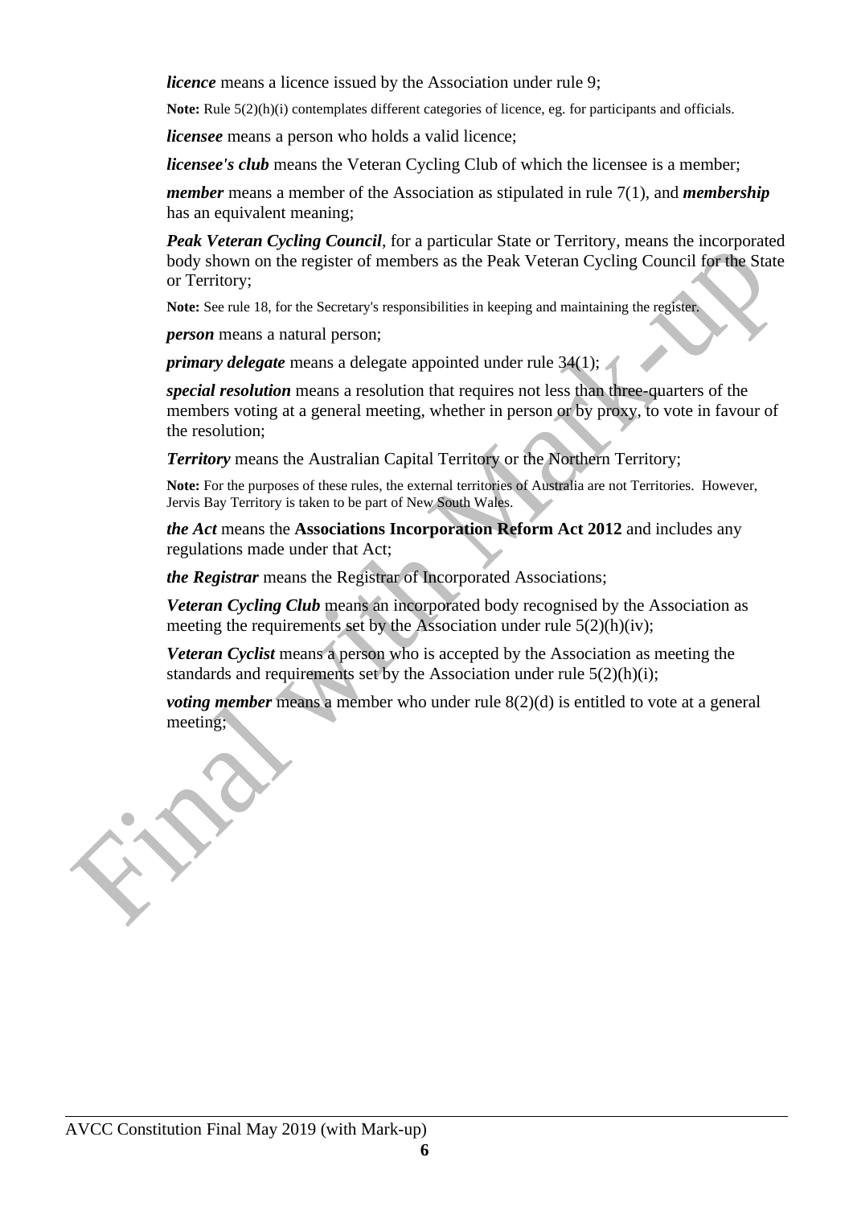***licence*** means a licence issued by the Association under rule 9;

**Note:** Rule 5(2)(h)(i) contemplates different categories of licence, eg. for participants and officials.

***licensee*** means a person who holds a valid licence;

***licensee's club*** means the Veteran Cycling Club of which the licensee is a member;

***member*** means a member of the Association as stipulated in rule 7(1), and ***membership*** has an equivalent meaning;

***Peak Veteran Cycling Council***, for a particular State or Territory, means the incorporated body shown on the register of members as the Peak Veteran Cycling Council for the State or Territory;

**Note:** See rule 18, for the Secretary's responsibilities in keeping and maintaining the register.

***person*** means a natural person;

***primary delegate*** means a delegate appointed under rule 34(1);

***special resolution*** means a resolution that requires not less than three-quarters of the members voting at a general meeting, whether in person or by proxy, to vote in favour of the resolution;

***Territory*** means the Australian Capital Territory or the Northern Territory;

**Note:** For the purposes of these rules, the external territories of Australia are not Territories. However, Jervis Bay Territory is taken to be part of New South Wales.

***the Act*** means the **Associations Incorporation Reform Act 2012** and includes any regulations made under that Act;

***the Registrar*** means the Registrar of Incorporated Associations;

***Veteran Cycling Club*** means an incorporated body recognised by the Association as meeting the requirements set by the Association under rule 5(2)(h)(iv);

***Veteran Cyclist*** means a person who is accepted by the Association as meeting the standards and requirements set by the Association under rule 5(2)(h)(i);

***voting member*** means a member who under rule 8(2)(d) is entitled to vote at a general meeting;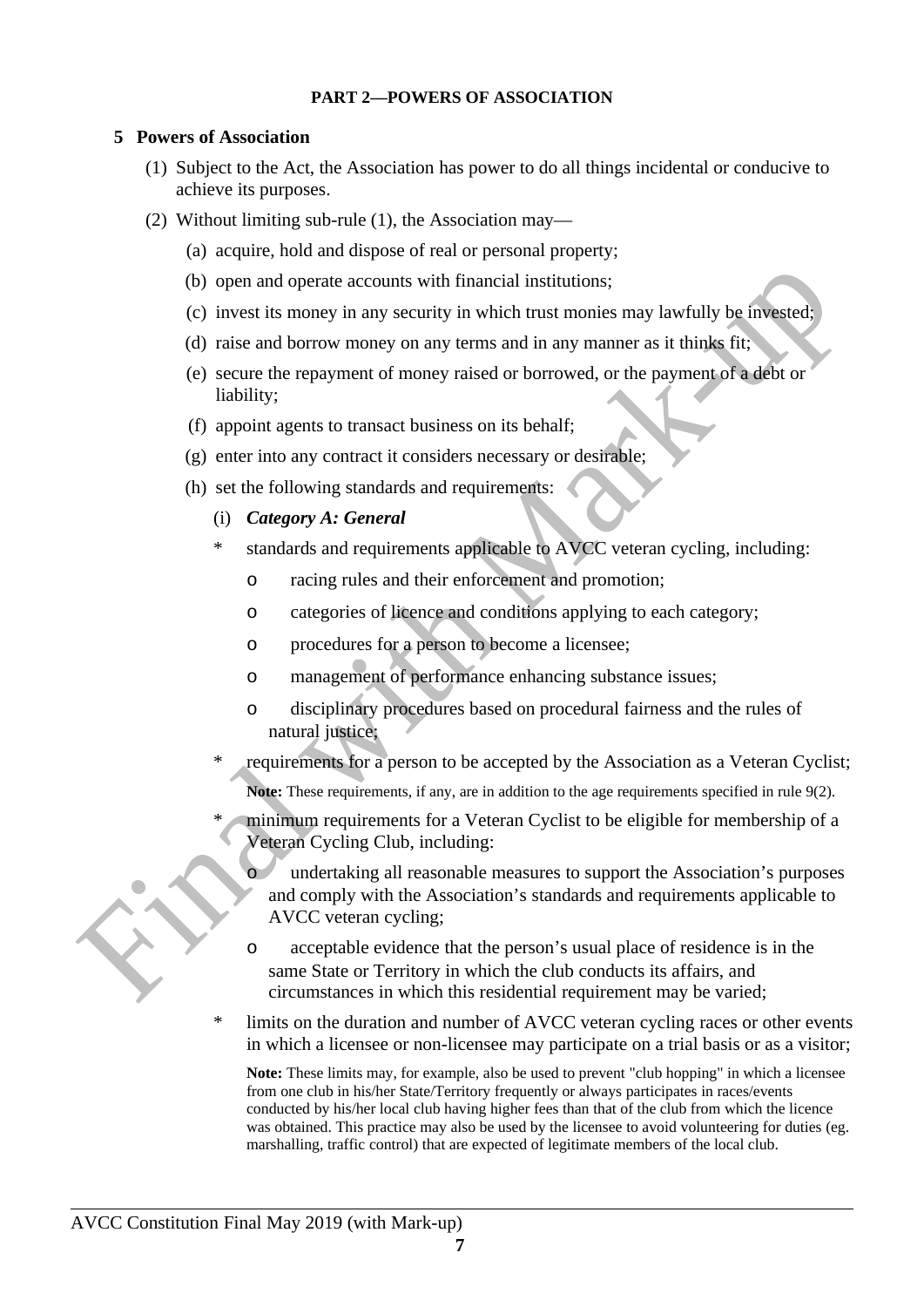**PART 2—POWERS OF ASSOCIATION**

## 5 Powers of Association

(1) Subject to the Act, the Association has power to do all things incidental or conducive to achieve its purposes.

(2) Without limiting sub-rule (1), the Association may—

(a) acquire, hold and dispose of real or personal property;

(b) open and operate accounts with financial institutions;

(c) invest its money in any security in which trust monies may lawfully be invested;

(d) raise and borrow money on any terms and in any manner as it thinks fit;

(e) secure the repayment of money raised or borrowed, or the payment of a debt or liability;

(f) appoint agents to transact business on its behalf;

(g) enter into any contract it considers necessary or desirable;

(h) set the following standards and requirements:

(i) ***Category A: General***

\* standards and requirements applicable to AVCC veteran cycling, including:

- o racing rules and their enforcement and promotion;
- o categories of licence and conditions applying to each category;
- o procedures for a person to become a licensee;
- o management of performance enhancing substance issues;
- o disciplinary procedures based on procedural fairness and the rules of natural justice;

\* requirements for a person to be accepted by the Association as a Veteran Cyclist;

**Note:** These requirements, if any, are in addition to the age requirements specified in rule 9(2).

\* minimum requirements for a Veteran Cyclist to be eligible for membership of a Veteran Cycling Club, including:

- o undertaking all reasonable measures to support the Association's purposes and comply with the Association's standards and requirements applicable to AVCC veteran cycling;
- o acceptable evidence that the person's usual place of residence is in the same State or Territory in which the club conducts its affairs, and circumstances in which this residential requirement may be varied;

\* limits on the duration and number of AVCC veteran cycling races or other events in which a licensee or non-licensee may participate on a trial basis or as a visitor;

**Note:** These limits may, for example, also be used to prevent "club hopping" in which a licensee from one club in his/her State/Territory frequently or always participates in races/events conducted by his/her local club having higher fees than that of the club from which the licence was obtained. This practice may also be used by the licensee to avoid volunteering for duties (eg. marshalling, traffic control) that are expected of legitimate members of the local club.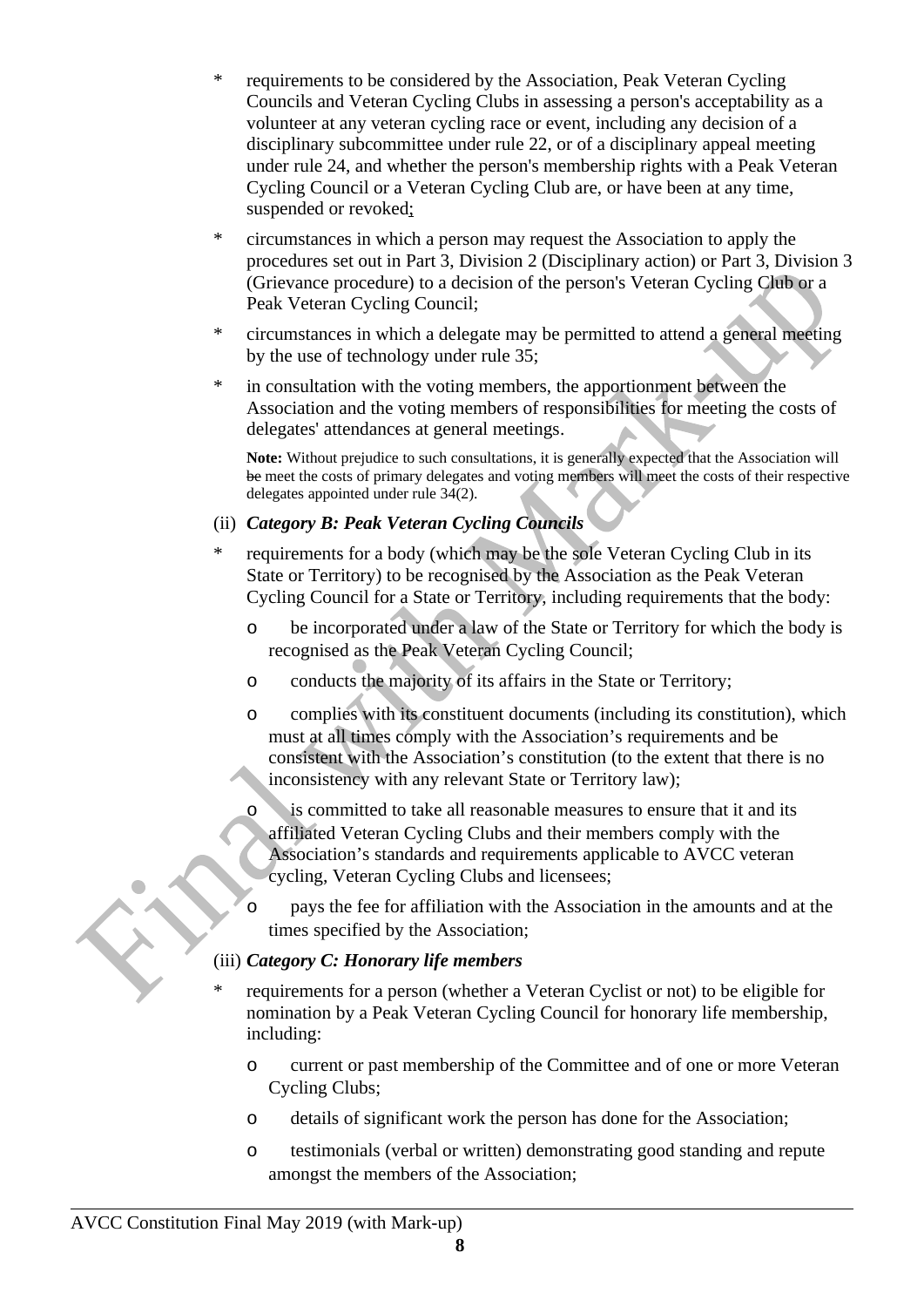- requirements to be considered by the Association, Peak Veteran Cycling Councils and Veteran Cycling Clubs in assessing a person's acceptability as a volunteer at any veteran cycling race or event, including any decision of a disciplinary subcommittee under rule 22, or of a disciplinary appeal meeting under rule 24, and whether the person's membership rights with a Peak Veteran Cycling Council or a Veteran Cycling Club are, or have been at any time, suspended or revoked;
- circumstances in which a person may request the Association to apply the procedures set out in Part 3, Division 2 (Disciplinary action) or Part 3, Division 3 (Grievance procedure) to a decision of the person's Veteran Cycling Club or a Peak Veteran Cycling Council;
- circumstances in which a delegate may be permitted to attend a general meeting by the use of technology under rule 35;
- in consultation with the voting members, the apportionment between the Association and the voting members of responsibilities for meeting the costs of delegates' attendances at general meetings.

  **Note:** Without prejudice to such consultations, it is generally expected that the Association will ~~be~~ meet the costs of primary delegates and voting members will meet the costs of their respective delegates appointed under rule 34(2).

(ii) ***Category B: Peak Veteran Cycling Councils***

- requirements for a body (which may be the sole Veteran Cycling Club in its State or Territory) to be recognised by the Association as the Peak Veteran Cycling Council for a State or Territory, including requirements that the body:
  - be incorporated under a law of the State or Territory for which the body is recognised as the Peak Veteran Cycling Council;
  - conducts the majority of its affairs in the State or Territory;
  - complies with its constituent documents (including its constitution), which must at all times comply with the Association's requirements and be consistent with the Association's constitution (to the extent that there is no inconsistency with any relevant State or Territory law);
  - is committed to take all reasonable measures to ensure that it and its affiliated Veteran Cycling Clubs and their members comply with the Association's standards and requirements applicable to AVCC veteran cycling, Veteran Cycling Clubs and licensees;
  - pays the fee for affiliation with the Association in the amounts and at the times specified by the Association;

(iii) ***Category C: Honorary life members***

- requirements for a person (whether a Veteran Cyclist or not) to be eligible for nomination by a Peak Veteran Cycling Council for honorary life membership, including:
  - current or past membership of the Committee and of one or more Veteran Cycling Clubs;
  - details of significant work the person has done for the Association;
  - testimonials (verbal or written) demonstrating good standing and repute amongst the members of the Association;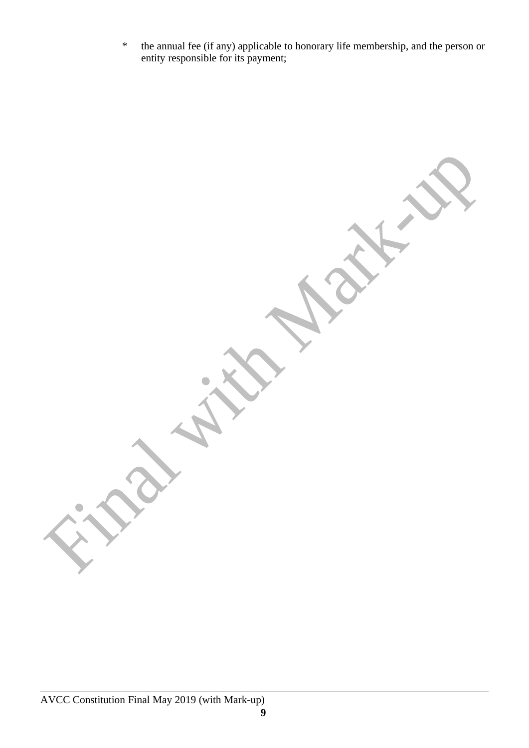* the annual fee (if any) applicable to honorary life membership, and the person or entity responsible for its payment;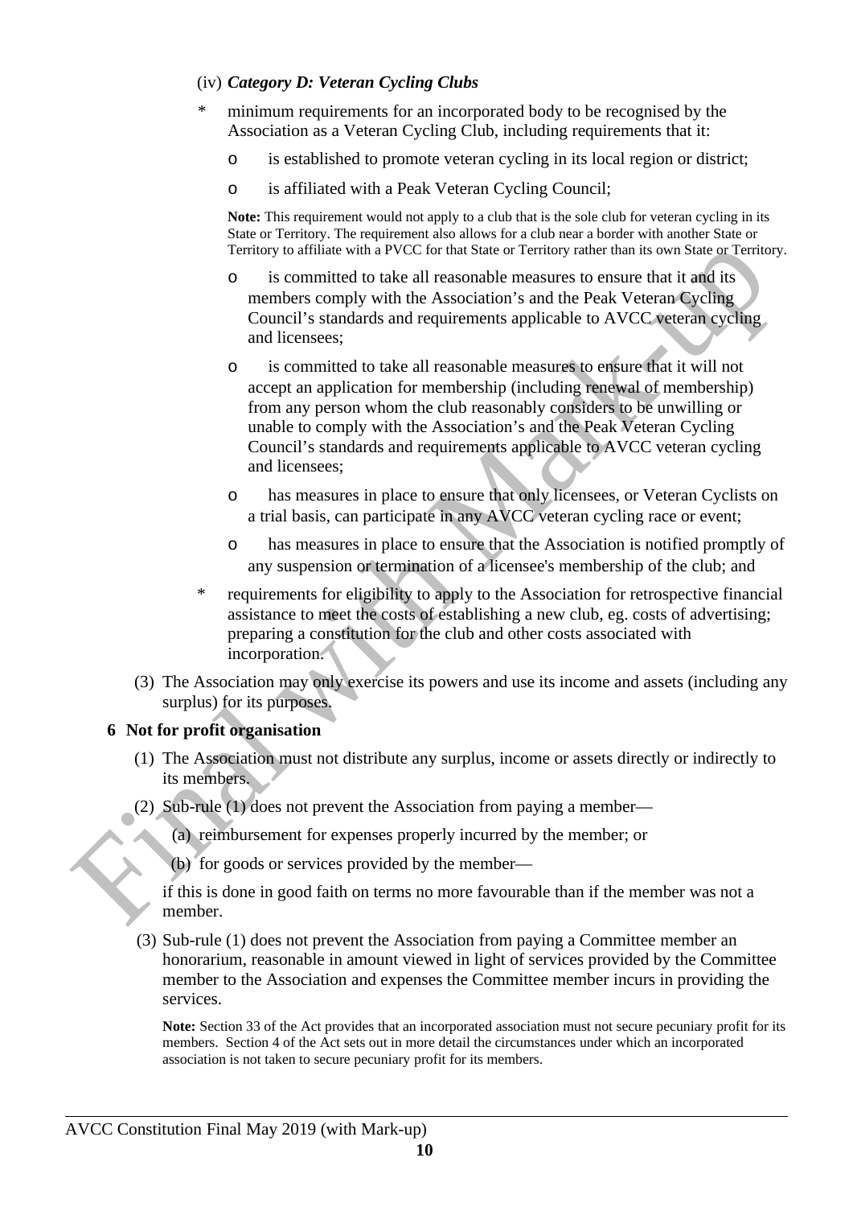(iv) ***Category D: Veteran Cycling Clubs***

- minimum requirements for an incorporated body to be recognised by the Association as a Veteran Cycling Club, including requirements that it:
  - o is established to promote veteran cycling in its local region or district;
  - o is affiliated with a Peak Veteran Cycling Council;

    **Note:** This requirement would not apply to a club that is the sole club for veteran cycling in its State or Territory. The requirement also allows for a club near a border with another State or Territory to affiliate with a PVCC for that State or Territory rather than its own State or Territory.

  - o is committed to take all reasonable measures to ensure that it and its members comply with the Association's and the Peak Veteran Cycling Council's standards and requirements applicable to AVCC veteran cycling and licensees;
  - o is committed to take all reasonable measures to ensure that it will not accept an application for membership (including renewal of membership) from any person whom the club reasonably considers to be unwilling or unable to comply with the Association's and the Peak Veteran Cycling Council's standards and requirements applicable to AVCC veteran cycling and licensees;
  - o has measures in place to ensure that only licensees, or Veteran Cyclists on a trial basis, can participate in any AVCC veteran cycling race or event;
  - o has measures in place to ensure that the Association is notified promptly of any suspension or termination of a licensee's membership of the club; and
- requirements for eligibility to apply to the Association for retrospective financial assistance to meet the costs of establishing a new club, eg. costs of advertising; preparing a constitution for the club and other costs associated with incorporation.

(3) The Association may only exercise its powers and use its income and assets (including any surplus) for its purposes.

## 6 Not for profit organisation

(1) The Association must not distribute any surplus, income or assets directly or indirectly to its members.

(2) Sub-rule (1) does not prevent the Association from paying a member—

(a) reimbursement for expenses properly incurred by the member; or

(b) for goods or services provided by the member—

if this is done in good faith on terms no more favourable than if the member was not a member.

(3) Sub-rule (1) does not prevent the Association from paying a Committee member an honorarium, reasonable in amount viewed in light of services provided by the Committee member to the Association and expenses the Committee member incurs in providing the services.

**Note:** Section 33 of the Act provides that an incorporated association must not secure pecuniary profit for its members. Section 4 of the Act sets out in more detail the circumstances under which an incorporated association is not taken to secure pecuniary profit for its members.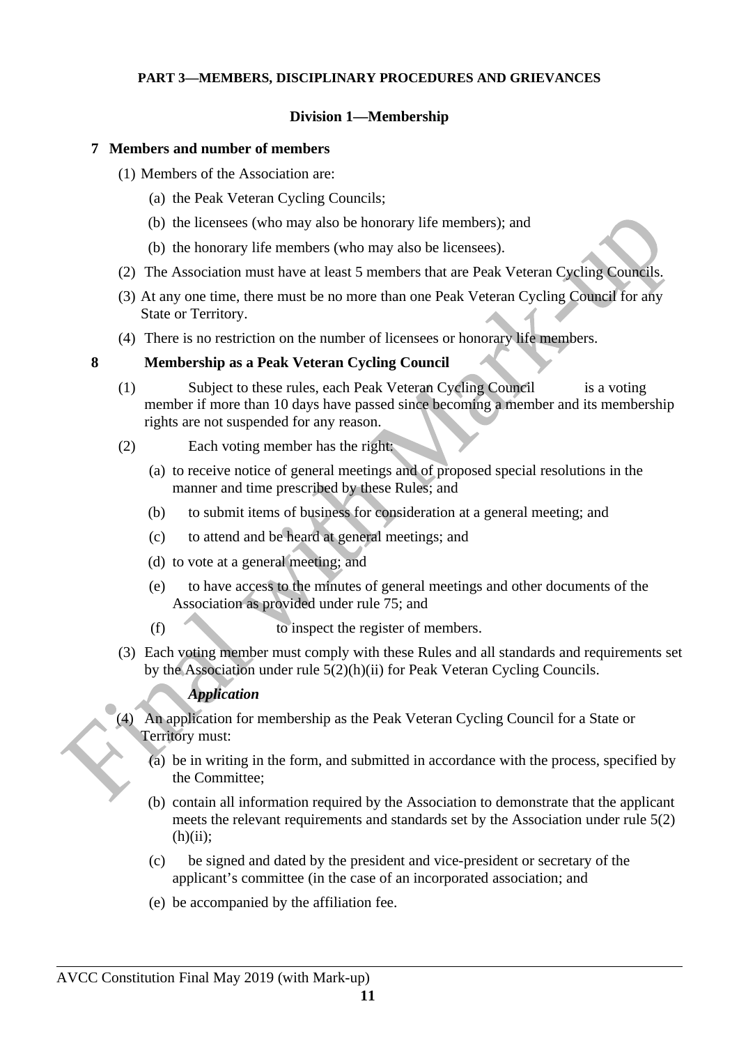**PART 3—MEMBERS, DISCIPLINARY PROCEDURES AND GRIEVANCES**

**Division 1—Membership**

**7 Members and number of members**

(1) Members of the Association are:

(a) the Peak Veteran Cycling Councils;

(b) the licensees (who may also be honorary life members); and

(b) the honorary life members (who may also be licensees).

(2) The Association must have at least 5 members that are Peak Veteran Cycling Councils.

(3) At any one time, there must be no more than one Peak Veteran Cycling Council for any State or Territory.

(4) There is no restriction on the number of licensees or honorary life members.

**8 Membership as a Peak Veteran Cycling Council**

(1) Subject to these rules, each Peak Veteran Cycling Council is a voting member if more than 10 days have passed since becoming a member and its membership rights are not suspended for any reason.

(2) Each voting member has the right:

(a) to receive notice of general meetings and of proposed special resolutions in the manner and time prescribed by these Rules; and

(b) to submit items of business for consideration at a general meeting; and

(c) to attend and be heard at general meetings; and

(d) to vote at a general meeting; and

(e) to have access to the minutes of general meetings and other documents of the Association as provided under rule 75; and

(f) to inspect the register of members.

(3) Each voting member must comply with these Rules and all standards and requirements set by the Association under rule 5(2)(h)(ii) for Peak Veteran Cycling Councils.

***Application***

(4) An application for membership as the Peak Veteran Cycling Council for a State or Territory must:

(a) be in writing in the form, and submitted in accordance with the process, specified by the Committee;

(b) contain all information required by the Association to demonstrate that the applicant meets the relevant requirements and standards set by the Association under rule 5(2)(h)(ii);

(c) be signed and dated by the president and vice-president or secretary of the applicant's committee (in the case of an incorporated association; and

(e) be accompanied by the affiliation fee.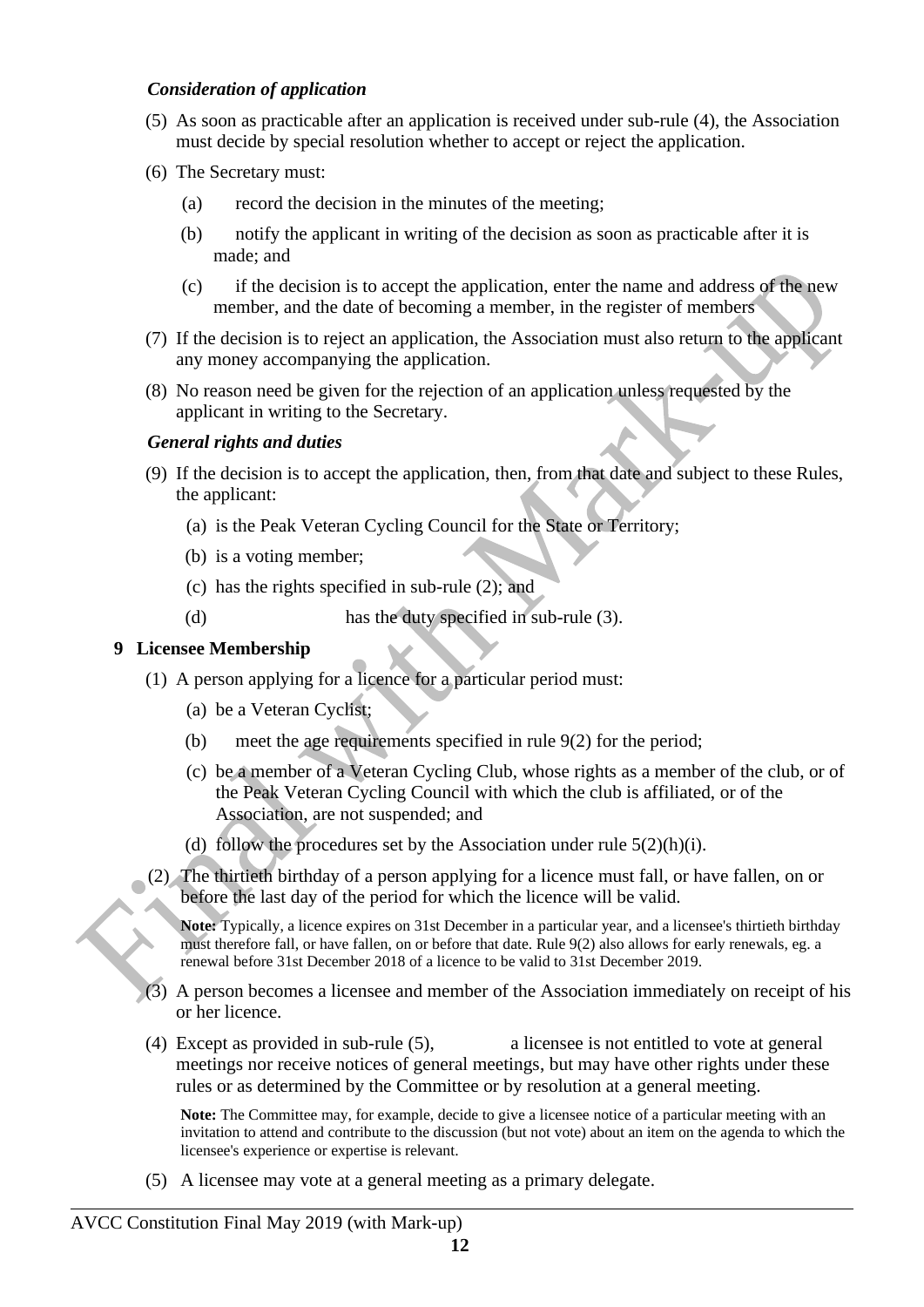*Consideration of application*

(5) As soon as practicable after an application is received under sub-rule (4), the Association must decide by special resolution whether to accept or reject the application.

(6) The Secretary must:

(a) record the decision in the minutes of the meeting;

(b) notify the applicant in writing of the decision as soon as practicable after it is made; and

(c) if the decision is to accept the application, enter the name and address of the new member, and the date of becoming a member, in the register of members

(7) If the decision is to reject an application, the Association must also return to the applicant any money accompanying the application.

(8) No reason need be given for the rejection of an application unless requested by the applicant in writing to the Secretary.

*General rights and duties*

(9) If the decision is to accept the application, then, from that date and subject to these Rules, the applicant:

(a) is the Peak Veteran Cycling Council for the State or Territory;

(b) is a voting member;

(c) has the rights specified in sub-rule (2); and

(d) has the duty specified in sub-rule (3).

**9 Licensee Membership**

(1) A person applying for a licence for a particular period must:

(a) be a Veteran Cyclist;

(b) meet the age requirements specified in rule 9(2) for the period;

(c) be a member of a Veteran Cycling Club, whose rights as a member of the club, or of the Peak Veteran Cycling Council with which the club is affiliated, or of the Association, are not suspended; and

(d) follow the procedures set by the Association under rule 5(2)(h)(i).

(2) The thirtieth birthday of a person applying for a licence must fall, or have fallen, on or before the last day of the period for which the licence will be valid.

**Note:** Typically, a licence expires on 31st December in a particular year, and a licensee's thirtieth birthday must therefore fall, or have fallen, on or before that date. Rule 9(2) also allows for early renewals, eg. a renewal before 31st December 2018 of a licence to be valid to 31st December 2019.

(3) A person becomes a licensee and member of the Association immediately on receipt of his or her licence.

(4) Except as provided in sub-rule (5), a licensee is not entitled to vote at general meetings nor receive notices of general meetings, but may have other rights under these rules or as determined by the Committee or by resolution at a general meeting.

**Note:** The Committee may, for example, decide to give a licensee notice of a particular meeting with an invitation to attend and contribute to the discussion (but not vote) about an item on the agenda to which the licensee's experience or expertise is relevant.

(5) A licensee may vote at a general meeting as a primary delegate.

AVCC Constitution Final May 2019 (with Mark-up)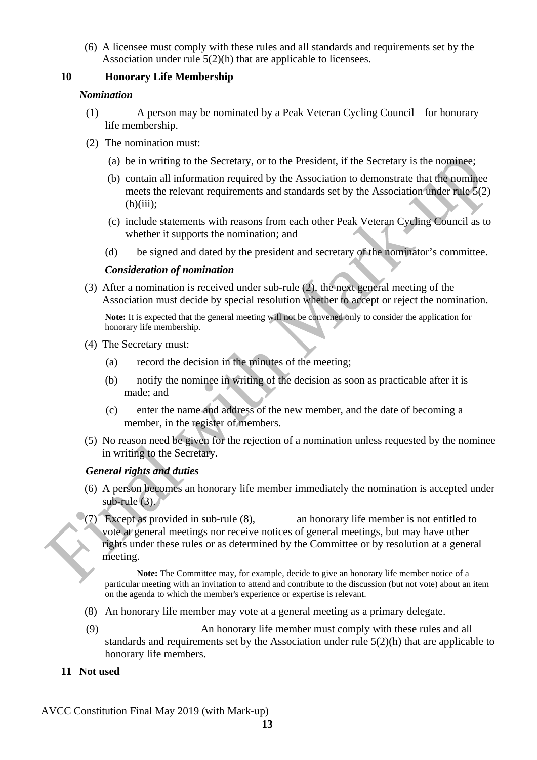(6) A licensee must comply with these rules and all standards and requirements set by the Association under rule 5(2)(h) that are applicable to licensees.

## 10 Honorary Life Membership

### *Nomination*

(1) A person may be nominated by a Peak Veteran Cycling Council for honorary life membership.

(2) The nomination must:

(a) be in writing to the Secretary, or to the President, if the Secretary is the nominee;

(b) contain all information required by the Association to demonstrate that the nominee meets the relevant requirements and standards set by the Association under rule 5(2)(h)(iii);

(c) include statements with reasons from each other Peak Veteran Cycling Council as to whether it supports the nomination; and

(d) be signed and dated by the president and secretary of the nominator's committee.

### *Consideration of nomination*

(3) After a nomination is received under sub-rule (2), the next general meeting of the Association must decide by special resolution whether to accept or reject the nomination.

**Note:** It is expected that the general meeting will not be convened only to consider the application for honorary life membership.

(4) The Secretary must:

(a) record the decision in the minutes of the meeting;

(b) notify the nominee in writing of the decision as soon as practicable after it is made; and

(c) enter the name and address of the new member, and the date of becoming a member, in the register of members.

(5) No reason need be given for the rejection of a nomination unless requested by the nominee in writing to the Secretary.

### *General rights and duties*

(6) A person becomes an honorary life member immediately the nomination is accepted under sub-rule (3).

(7) Except as provided in sub-rule (8), an honorary life member is not entitled to vote at general meetings nor receive notices of general meetings, but may have other rights under these rules or as determined by the Committee or by resolution at a general meeting.

**Note:** The Committee may, for example, decide to give an honorary life member notice of a particular meeting with an invitation to attend and contribute to the discussion (but not vote) about an item on the agenda to which the member's experience or expertise is relevant.

(8) An honorary life member may vote at a general meeting as a primary delegate.

(9) An honorary life member must comply with these rules and all standards and requirements set by the Association under rule 5(2)(h) that are applicable to honorary life members.

## 11 Not used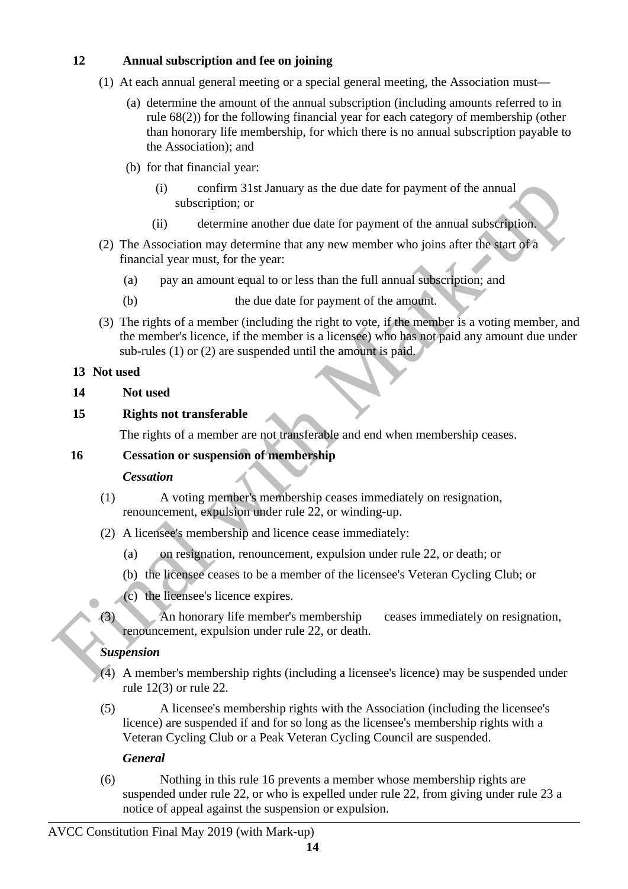## 12 Annual subscription and fee on joining

(1) At each annual general meeting or a special general meeting, the Association must—

(a) determine the amount of the annual subscription (including amounts referred to in rule 68(2)) for the following financial year for each category of membership (other than honorary life membership, for which there is no annual subscription payable to the Association); and

(b) for that financial year:

(i) confirm 31st January as the due date for payment of the annual subscription; or

(ii) determine another due date for payment of the annual subscription.

(2) The Association may determine that any new member who joins after the start of a financial year must, for the year:

(a) pay an amount equal to or less than the full annual subscription; and

(b) the due date for payment of the amount.

(3) The rights of a member (including the right to vote, if the member is a voting member, and the member's licence, if the member is a licensee) who has not paid any amount due under sub-rules (1) or (2) are suspended until the amount is paid.

## 13 Not used

## 14 Not used

## 15 Rights not transferable

The rights of a member are not transferable and end when membership ceases.

## 16 Cessation or suspension of membership

***Cessation***

(1) A voting member's membership ceases immediately on resignation, renouncement, expulsion under rule 22, or winding-up.

(2) A licensee's membership and licence cease immediately:

(a) on resignation, renouncement, expulsion under rule 22, or death; or

(b) the licensee ceases to be a member of the licensee's Veteran Cycling Club; or

(c) the licensee's licence expires.

(3) An honorary life member's membership ceases immediately on resignation, renouncement, expulsion under rule 22, or death.

***Suspension***

(4) A member's membership rights (including a licensee's licence) may be suspended under rule 12(3) or rule 22.

(5) A licensee's membership rights with the Association (including the licensee's licence) are suspended if and for so long as the licensee's membership rights with a Veteran Cycling Club or a Peak Veteran Cycling Council are suspended.

***General***

(6) Nothing in this rule 16 prevents a member whose membership rights are suspended under rule 22, or who is expelled under rule 22, from giving under rule 23 a notice of appeal against the suspension or expulsion.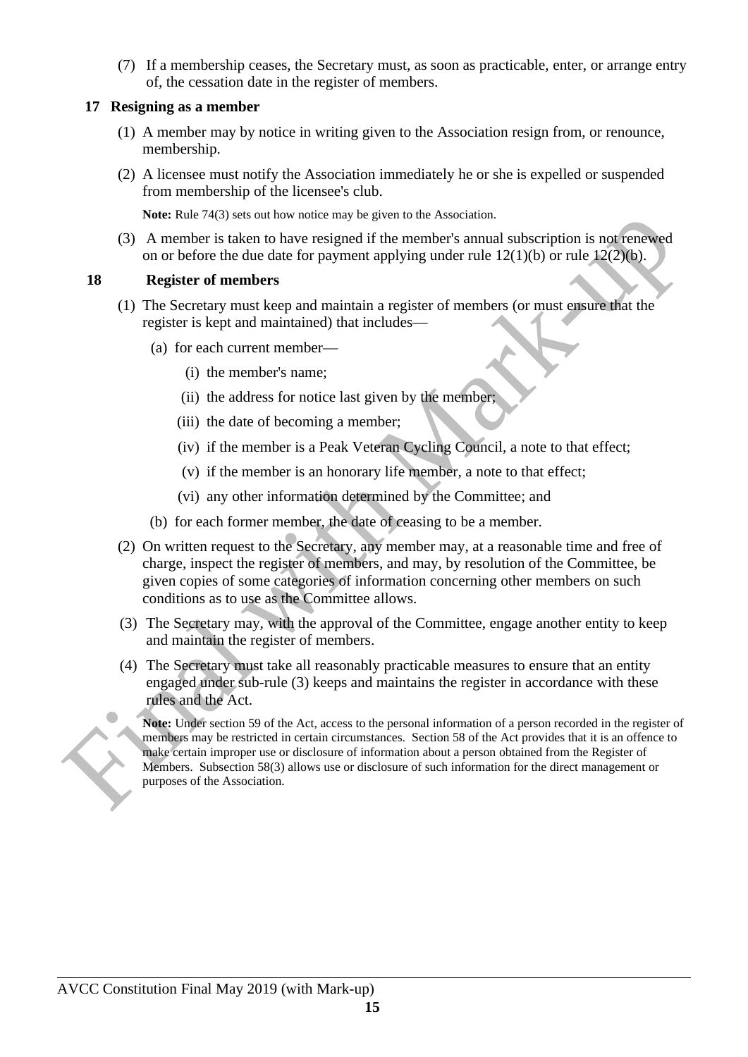(7) If a membership ceases, the Secretary must, as soon as practicable, enter, or arrange entry of, the cessation date in the register of members.

## 17 Resigning as a member

(1) A member may by notice in writing given to the Association resign from, or renounce, membership.

(2) A licensee must notify the Association immediately he or she is expelled or suspended from membership of the licensee's club.

**Note:** Rule 74(3) sets out how notice may be given to the Association.

(3) A member is taken to have resigned if the member's annual subscription is not renewed on or before the due date for payment applying under rule 12(1)(b) or rule 12(2)(b).

## 18 Register of members

(1) The Secretary must keep and maintain a register of members (or must ensure that the register is kept and maintained) that includes—

  (a) for each current member—

    (i) the member's name;

    (ii) the address for notice last given by the member;

    (iii) the date of becoming a member;

    (iv) if the member is a Peak Veteran Cycling Council, a note to that effect;

    (v) if the member is an honorary life member, a note to that effect;

    (vi) any other information determined by the Committee; and

  (b) for each former member, the date of ceasing to be a member.

(2) On written request to the Secretary, any member may, at a reasonable time and free of charge, inspect the register of members, and may, by resolution of the Committee, be given copies of some categories of information concerning other members on such conditions as to use as the Committee allows.

(3) The Secretary may, with the approval of the Committee, engage another entity to keep and maintain the register of members.

(4) The Secretary must take all reasonably practicable measures to ensure that an entity engaged under sub-rule (3) keeps and maintains the register in accordance with these rules and the Act.

**Note:** Under section 59 of the Act, access to the personal information of a person recorded in the register of members may be restricted in certain circumstances. Section 58 of the Act provides that it is an offence to make certain improper use or disclosure of information about a person obtained from the Register of Members. Subsection 58(3) allows use or disclosure of such information for the direct management or purposes of the Association.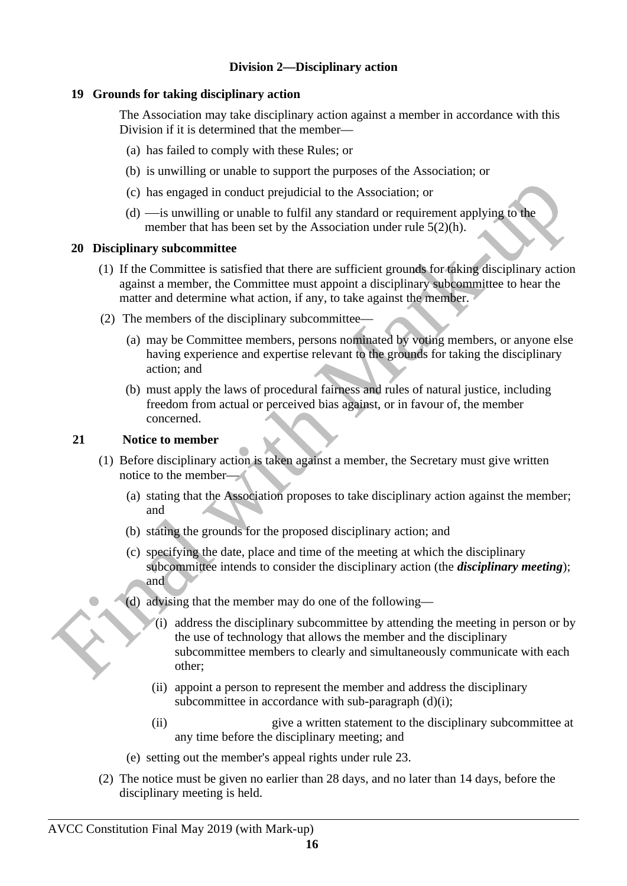## Division 2—Disciplinary action

### 19 Grounds for taking disciplinary action

The Association may take disciplinary action against a member in accordance with this Division if it is determined that the member—

(a) has failed to comply with these Rules; or

(b) is unwilling or unable to support the purposes of the Association; or

(c) has engaged in conduct prejudicial to the Association; or

(d) —is unwilling or unable to fulfil any standard or requirement applying to the member that has been set by the Association under rule 5(2)(h).

### 20 Disciplinary subcommittee

(1) If the Committee is satisfied that there are sufficient grounds for taking disciplinary action against a member, the Committee must appoint a disciplinary subcommittee to hear the matter and determine what action, if any, to take against the member.

(2) The members of the disciplinary subcommittee—

(a) may be Committee members, persons nominated by voting members, or anyone else having experience and expertise relevant to the grounds for taking the disciplinary action; and

(b) must apply the laws of procedural fairness and rules of natural justice, including freedom from actual or perceived bias against, or in favour of, the member concerned.

### 21 Notice to member

(1) Before disciplinary action is taken against a member, the Secretary must give written notice to the member—

(a) stating that the Association proposes to take disciplinary action against the member; and

(b) stating the grounds for the proposed disciplinary action; and

(c) specifying the date, place and time of the meeting at which the disciplinary subcommittee intends to consider the disciplinary action (the ***disciplinary meeting***); and

(d) advising that the member may do one of the following—

(i) address the disciplinary subcommittee by attending the meeting in person or by the use of technology that allows the member and the disciplinary subcommittee members to clearly and simultaneously communicate with each other;

(ii) appoint a person to represent the member and address the disciplinary subcommittee in accordance with sub-paragraph (d)(i);

(ii) give a written statement to the disciplinary subcommittee at any time before the disciplinary meeting; and

(e) setting out the member's appeal rights under rule 23.

(2) The notice must be given no earlier than 28 days, and no later than 14 days, before the disciplinary meeting is held.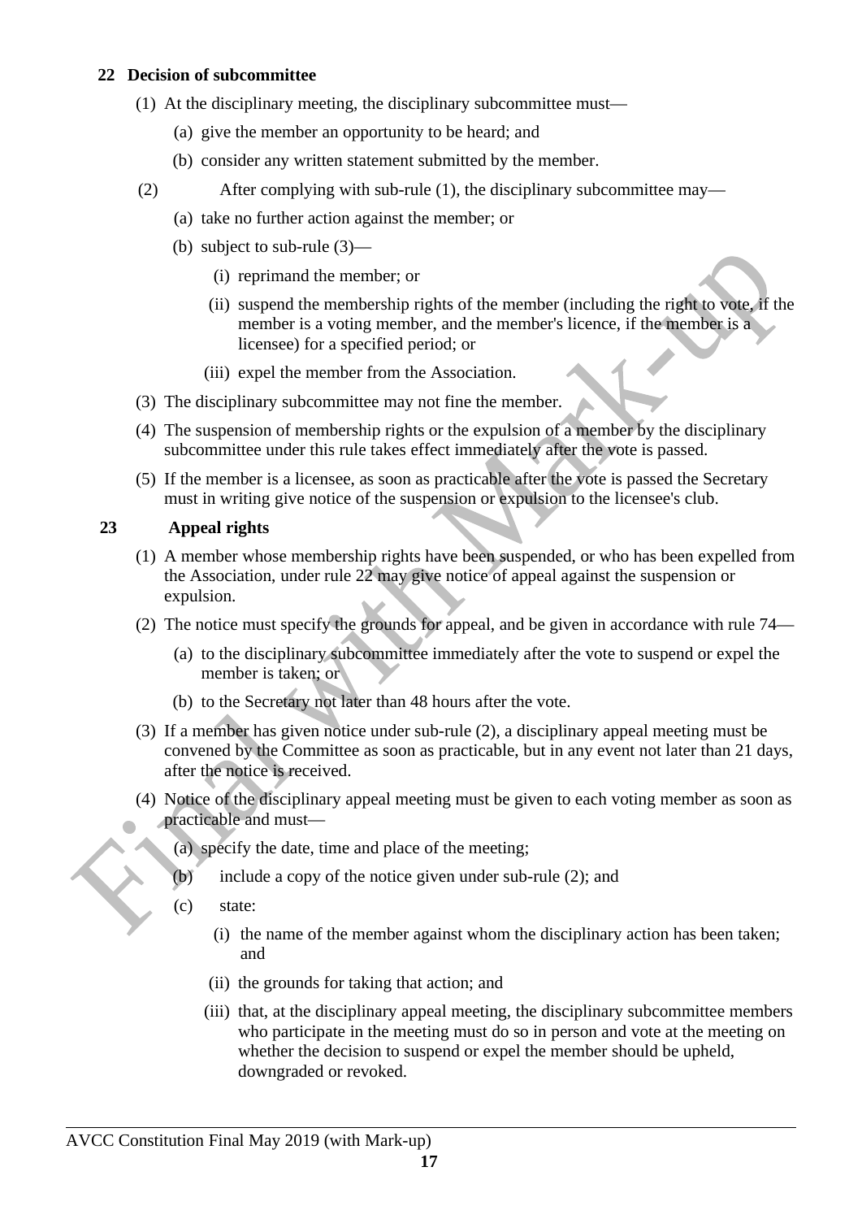### 22 Decision of subcommittee

(1) At the disciplinary meeting, the disciplinary subcommittee must—

(a) give the member an opportunity to be heard; and

(b) consider any written statement submitted by the member.

(2) After complying with sub-rule (1), the disciplinary subcommittee may—

(a) take no further action against the member; or

(b) subject to sub-rule (3)—

(i) reprimand the member; or

(ii) suspend the membership rights of the member (including the right to vote, if the member is a voting member, and the member's licence, if the member is a licensee) for a specified period; or

(iii) expel the member from the Association.

(3) The disciplinary subcommittee may not fine the member.

(4) The suspension of membership rights or the expulsion of a member by the disciplinary subcommittee under this rule takes effect immediately after the vote is passed.

(5) If the member is a licensee, as soon as practicable after the vote is passed the Secretary must in writing give notice of the suspension or expulsion to the licensee's club.

### 23 Appeal rights

(1) A member whose membership rights have been suspended, or who has been expelled from the Association, under rule 22 may give notice of appeal against the suspension or expulsion.

(2) The notice must specify the grounds for appeal, and be given in accordance with rule 74—

(a) to the disciplinary subcommittee immediately after the vote to suspend or expel the member is taken; or

(b) to the Secretary not later than 48 hours after the vote.

(3) If a member has given notice under sub-rule (2), a disciplinary appeal meeting must be convened by the Committee as soon as practicable, but in any event not later than 21 days, after the notice is received.

(4) Notice of the disciplinary appeal meeting must be given to each voting member as soon as practicable and must—

(a) specify the date, time and place of the meeting;

(b) include a copy of the notice given under sub-rule (2); and

(c) state:

(i) the name of the member against whom the disciplinary action has been taken; and

(ii) the grounds for taking that action; and

(iii) that, at the disciplinary appeal meeting, the disciplinary subcommittee members who participate in the meeting must do so in person and vote at the meeting on whether the decision to suspend or expel the member should be upheld, downgraded or revoked.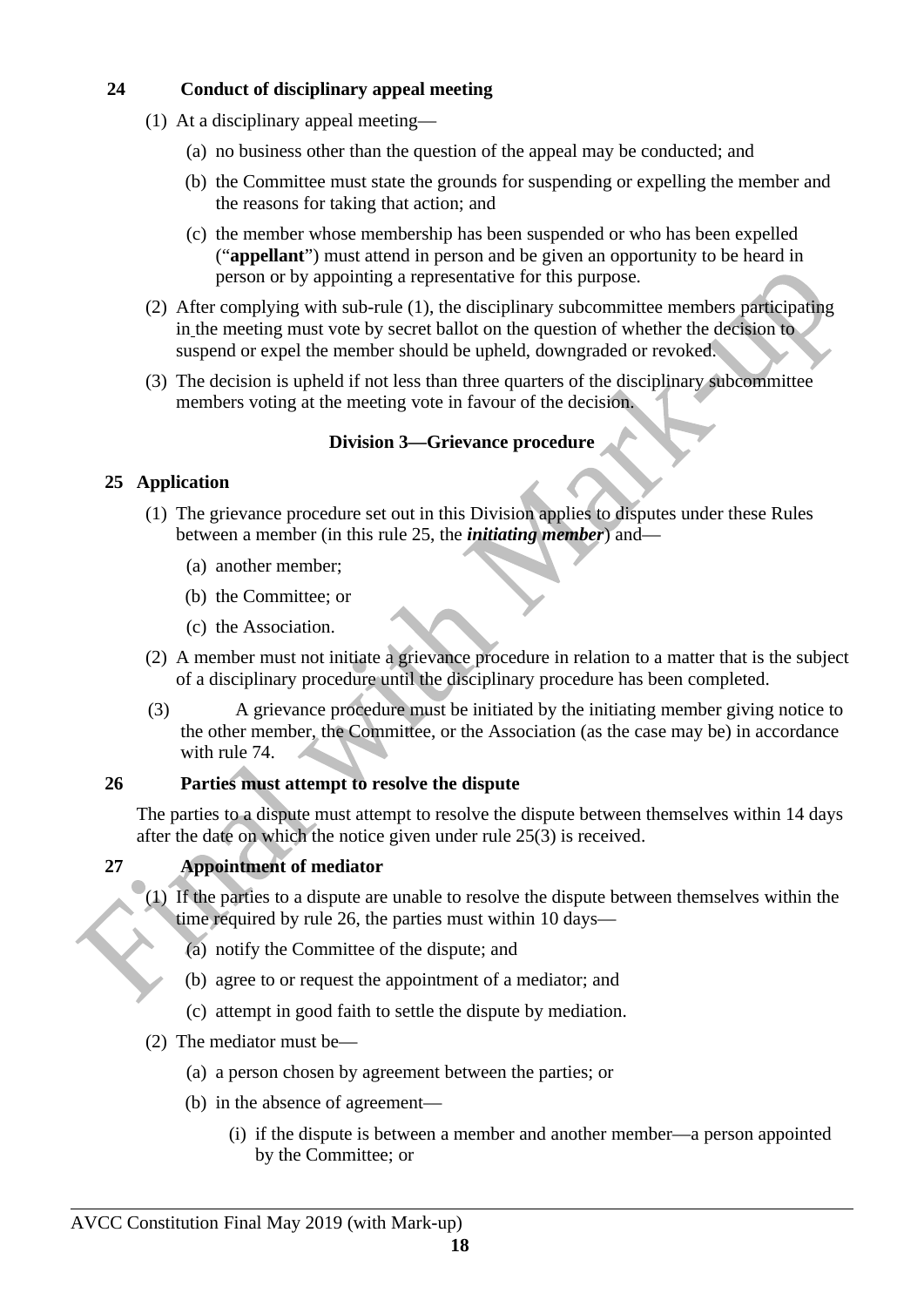### 24 Conduct of disciplinary appeal meeting

(1) At a disciplinary appeal meeting—

(a) no business other than the question of the appeal may be conducted; and

(b) the Committee must state the grounds for suspending or expelling the member and the reasons for taking that action; and

(c) the member whose membership has been suspended or who has been expelled ("**appellant**") must attend in person and be given an opportunity to be heard in person or by appointing a representative for this purpose.

(2) After complying with sub-rule (1), the disciplinary subcommittee members participating in the meeting must vote by secret ballot on the question of whether the decision to suspend or expel the member should be upheld, downgraded or revoked.

(3) The decision is upheld if not less than three quarters of the disciplinary subcommittee members voting at the meeting vote in favour of the decision.

## Division 3—Grievance procedure

### 25 Application

(1) The grievance procedure set out in this Division applies to disputes under these Rules between a member (in this rule 25, the ***initiating member***) and—

(a) another member;

(b) the Committee; or

(c) the Association.

(2) A member must not initiate a grievance procedure in relation to a matter that is the subject of a disciplinary procedure until the disciplinary procedure has been completed.

(3) A grievance procedure must be initiated by the initiating member giving notice to the other member, the Committee, or the Association (as the case may be) in accordance with rule 74.

### 26 Parties must attempt to resolve the dispute

The parties to a dispute must attempt to resolve the dispute between themselves within 14 days after the date on which the notice given under rule 25(3) is received.

### 27 Appointment of mediator

(1) If the parties to a dispute are unable to resolve the dispute between themselves within the time required by rule 26, the parties must within 10 days—

(a) notify the Committee of the dispute; and

(b) agree to or request the appointment of a mediator; and

(c) attempt in good faith to settle the dispute by mediation.

(2) The mediator must be—

(a) a person chosen by agreement between the parties; or

(b) in the absence of agreement—

(i) if the dispute is between a member and another member—a person appointed by the Committee; or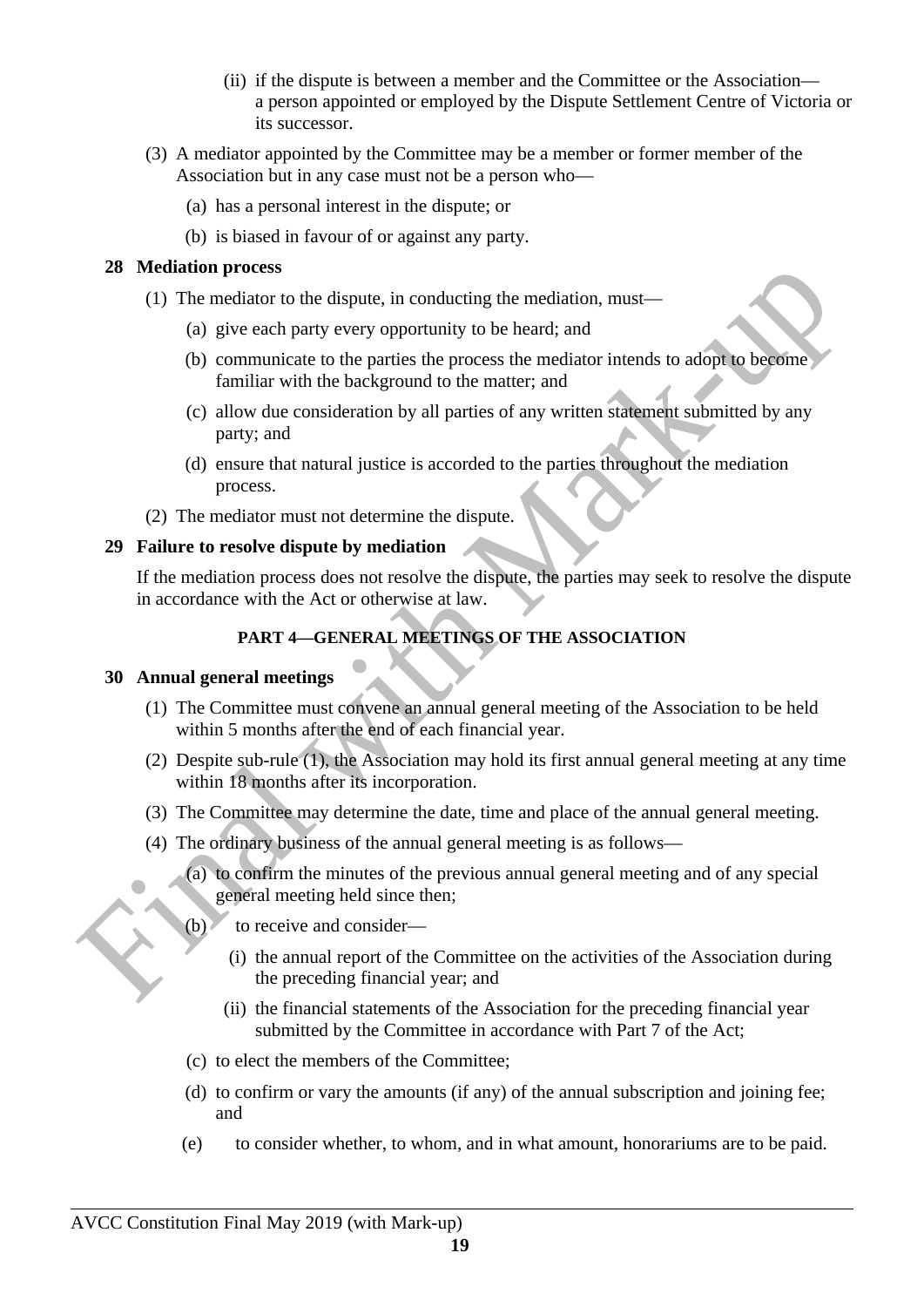(ii) if the dispute is between a member and the Committee or the Association—a person appointed or employed by the Dispute Settlement Centre of Victoria or its successor.

(3) A mediator appointed by the Committee may be a member or former member of the Association but in any case must not be a person who—

(a) has a personal interest in the dispute; or

(b) is biased in favour of or against any party.

**28 Mediation process**

(1) The mediator to the dispute, in conducting the mediation, must—

(a) give each party every opportunity to be heard; and

(b) communicate to the parties the process the mediator intends to adopt to become familiar with the background to the matter; and

(c) allow due consideration by all parties of any written statement submitted by any party; and

(d) ensure that natural justice is accorded to the parties throughout the mediation process.

(2) The mediator must not determine the dispute.

**29 Failure to resolve dispute by mediation**

If the mediation process does not resolve the dispute, the parties may seek to resolve the dispute in accordance with the Act or otherwise at law.

**PART 4—GENERAL MEETINGS OF THE ASSOCIATION**

**30 Annual general meetings**

(1) The Committee must convene an annual general meeting of the Association to be held within 5 months after the end of each financial year.

(2) Despite sub-rule (1), the Association may hold its first annual general meeting at any time within 18 months after its incorporation.

(3) The Committee may determine the date, time and place of the annual general meeting.

(4) The ordinary business of the annual general meeting is as follows—

(a) to confirm the minutes of the previous annual general meeting and of any special general meeting held since then;

(b) to receive and consider—

(i) the annual report of the Committee on the activities of the Association during the preceding financial year; and

(ii) the financial statements of the Association for the preceding financial year submitted by the Committee in accordance with Part 7 of the Act;

(c) to elect the members of the Committee;

(d) to confirm or vary the amounts (if any) of the annual subscription and joining fee; and

(e) to consider whether, to whom, and in what amount, honorariums are to be paid.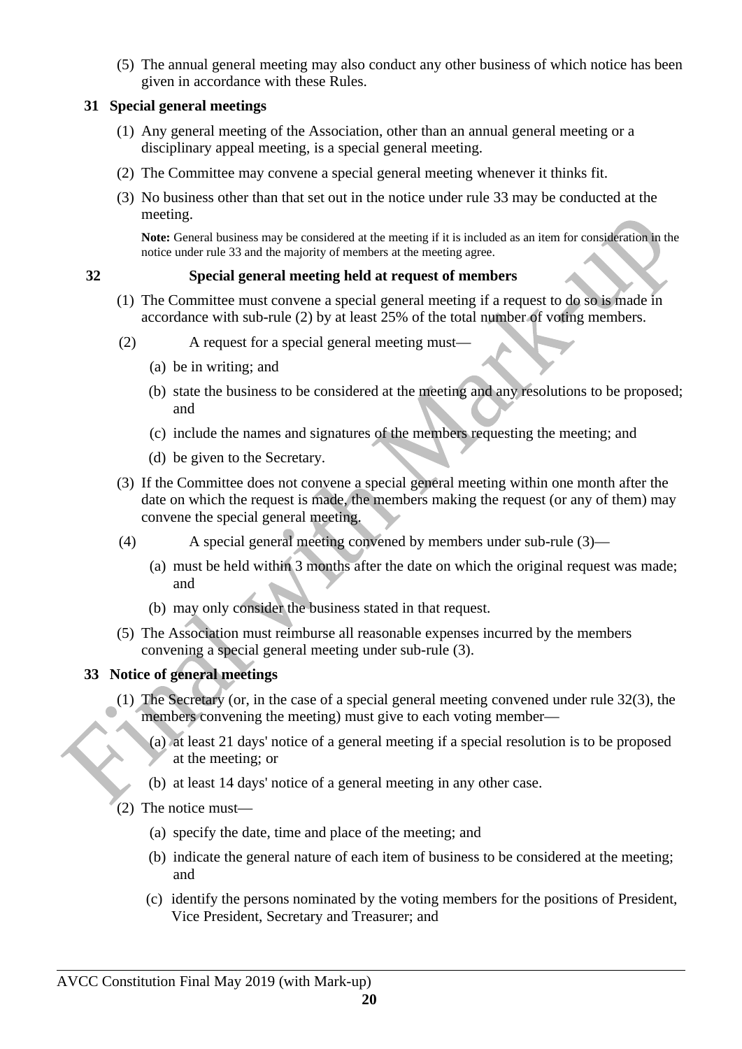(5) The annual general meeting may also conduct any other business of which notice has been given in accordance with these Rules.

## 31 Special general meetings

(1) Any general meeting of the Association, other than an annual general meeting or a disciplinary appeal meeting, is a special general meeting.

(2) The Committee may convene a special general meeting whenever it thinks fit.

(3) No business other than that set out in the notice under rule 33 may be conducted at the meeting.

**Note:** General business may be considered at the meeting if it is included as an item for consideration in the notice under rule 33 and the majority of members at the meeting agree.

## 32 Special general meeting held at request of members

(1) The Committee must convene a special general meeting if a request to do so is made in accordance with sub-rule (2) by at least 25% of the total number of voting members.

(2) A request for a special general meeting must—

- (a) be in writing; and
- (b) state the business to be considered at the meeting and any resolutions to be proposed; and
- (c) include the names and signatures of the members requesting the meeting; and
- (d) be given to the Secretary.

(3) If the Committee does not convene a special general meeting within one month after the date on which the request is made, the members making the request (or any of them) may convene the special general meeting.

(4) A special general meeting convened by members under sub-rule (3)—

- (a) must be held within 3 months after the date on which the original request was made; and
- (b) may only consider the business stated in that request.

(5) The Association must reimburse all reasonable expenses incurred by the members convening a special general meeting under sub-rule (3).

## 33 Notice of general meetings

(1) The Secretary (or, in the case of a special general meeting convened under rule 32(3), the members convening the meeting) must give to each voting member—

- (a) at least 21 days' notice of a general meeting if a special resolution is to be proposed at the meeting; or
- (b) at least 14 days' notice of a general meeting in any other case.

(2) The notice must—

- (a) specify the date, time and place of the meeting; and
- (b) indicate the general nature of each item of business to be considered at the meeting; and
- (c) identify the persons nominated by the voting members for the positions of President, Vice President, Secretary and Treasurer; and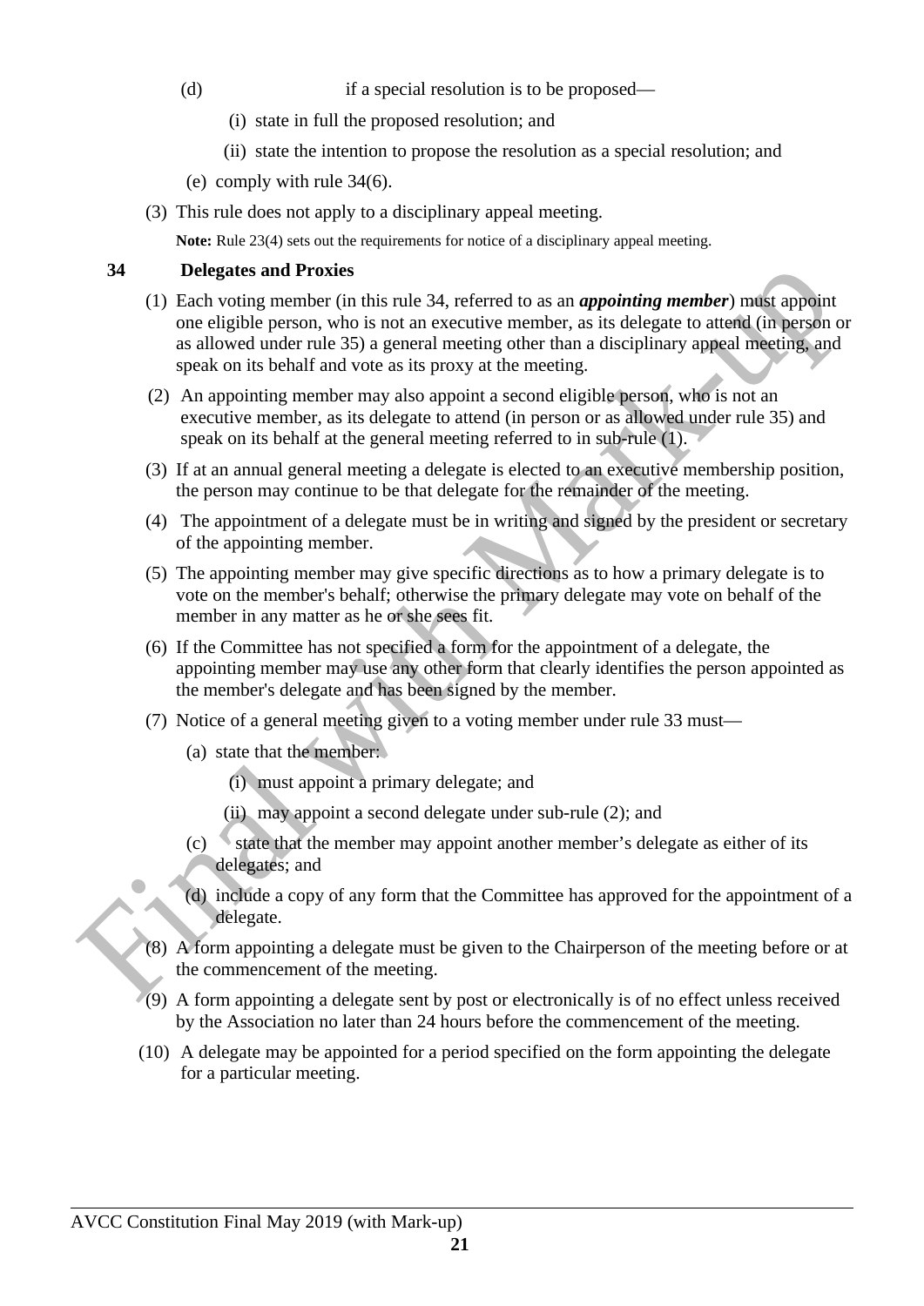(d) if a special resolution is to be proposed—

(i) state in full the proposed resolution; and

(ii) state the intention to propose the resolution as a special resolution; and

(e) comply with rule 34(6).

(3) This rule does not apply to a disciplinary appeal meeting.

**Note:** Rule 23(4) sets out the requirements for notice of a disciplinary appeal meeting.

## 34 Delegates and Proxies

(1) Each voting member (in this rule 34, referred to as an ***appointing member***) must appoint one eligible person, who is not an executive member, as its delegate to attend (in person or as allowed under rule 35) a general meeting other than a disciplinary appeal meeting, and speak on its behalf and vote as its proxy at the meeting.

(2) An appointing member may also appoint a second eligible person, who is not an executive member, as its delegate to attend (in person or as allowed under rule 35) and speak on its behalf at the general meeting referred to in sub-rule (1).

(3) If at an annual general meeting a delegate is elected to an executive membership position, the person may continue to be that delegate for the remainder of the meeting.

(4) The appointment of a delegate must be in writing and signed by the president or secretary of the appointing member.

(5) The appointing member may give specific directions as to how a primary delegate is to vote on the member's behalf; otherwise the primary delegate may vote on behalf of the member in any matter as he or she sees fit.

(6) If the Committee has not specified a form for the appointment of a delegate, the appointing member may use any other form that clearly identifies the person appointed as the member's delegate and has been signed by the member.

(7) Notice of a general meeting given to a voting member under rule 33 must—

(a) state that the member:

(i) must appoint a primary delegate; and

(ii) may appoint a second delegate under sub-rule (2); and

(c) state that the member may appoint another member's delegate as either of its delegates; and

(d) include a copy of any form that the Committee has approved for the appointment of a delegate.

(8) A form appointing a delegate must be given to the Chairperson of the meeting before or at the commencement of the meeting.

(9) A form appointing a delegate sent by post or electronically is of no effect unless received by the Association no later than 24 hours before the commencement of the meeting.

(10) A delegate may be appointed for a period specified on the form appointing the delegate for a particular meeting.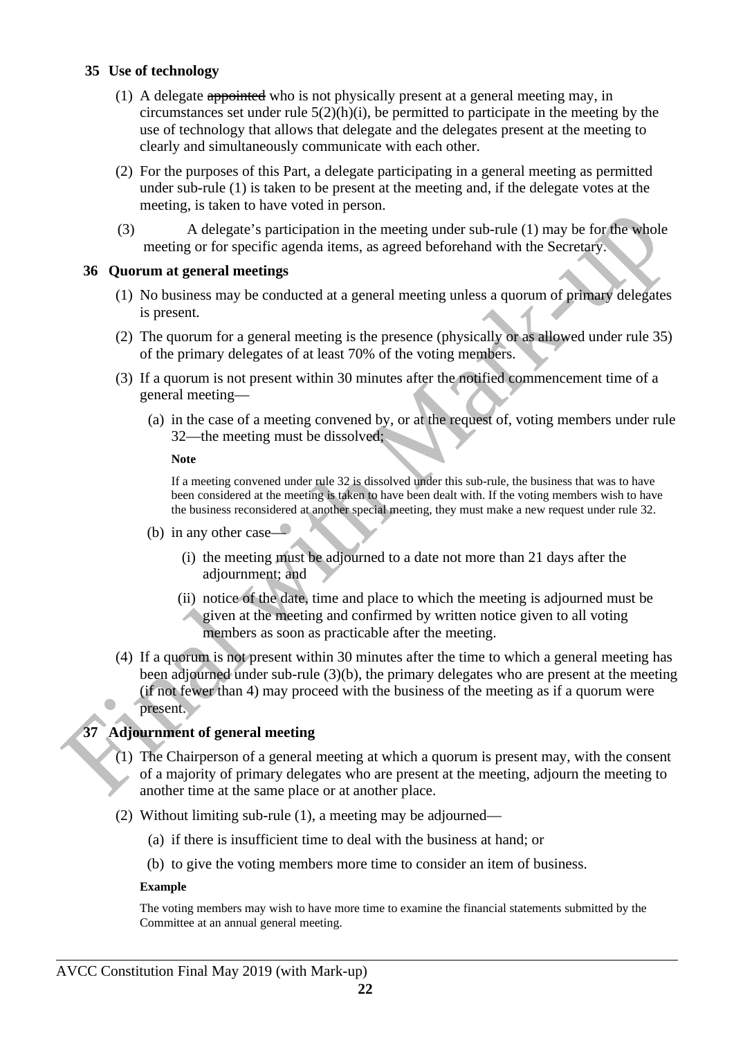### 35 Use of technology

(1) A delegate ~~appointed~~ who is not physically present at a general meeting may, in circumstances set under rule 5(2)(h)(i), be permitted to participate in the meeting by the use of technology that allows that delegate and the delegates present at the meeting to clearly and simultaneously communicate with each other.

(2) For the purposes of this Part, a delegate participating in a general meeting as permitted under sub-rule (1) is taken to be present at the meeting and, if the delegate votes at the meeting, is taken to have voted in person.

(3) A delegate's participation in the meeting under sub-rule (1) may be for the whole meeting or for specific agenda items, as agreed beforehand with the Secretary.

### 36 Quorum at general meetings

(1) No business may be conducted at a general meeting unless a quorum of primary delegates is present.

(2) The quorum for a general meeting is the presence (physically or as allowed under rule 35) of the primary delegates of at least 70% of the voting members.

(3) If a quorum is not present within 30 minutes after the notified commencement time of a general meeting—

(a) in the case of a meeting convened by, or at the request of, voting members under rule 32—the meeting must be dissolved;

**Note**

If a meeting convened under rule 32 is dissolved under this sub-rule, the business that was to have been considered at the meeting is taken to have been dealt with. If the voting members wish to have the business reconsidered at another special meeting, they must make a new request under rule 32.

(b) in any other case—

(i) the meeting must be adjourned to a date not more than 21 days after the adjournment; and

(ii) notice of the date, time and place to which the meeting is adjourned must be given at the meeting and confirmed by written notice given to all voting members as soon as practicable after the meeting.

(4) If a quorum is not present within 30 minutes after the time to which a general meeting has been adjourned under sub-rule (3)(b), the primary delegates who are present at the meeting (if not fewer than 4) may proceed with the business of the meeting as if a quorum were present.

### 37 Adjournment of general meeting

(1) The Chairperson of a general meeting at which a quorum is present may, with the consent of a majority of primary delegates who are present at the meeting, adjourn the meeting to another time at the same place or at another place.

(2) Without limiting sub-rule (1), a meeting may be adjourned—

(a) if there is insufficient time to deal with the business at hand; or

(b) to give the voting members more time to consider an item of business.

**Example**

The voting members may wish to have more time to examine the financial statements submitted by the Committee at an annual general meeting.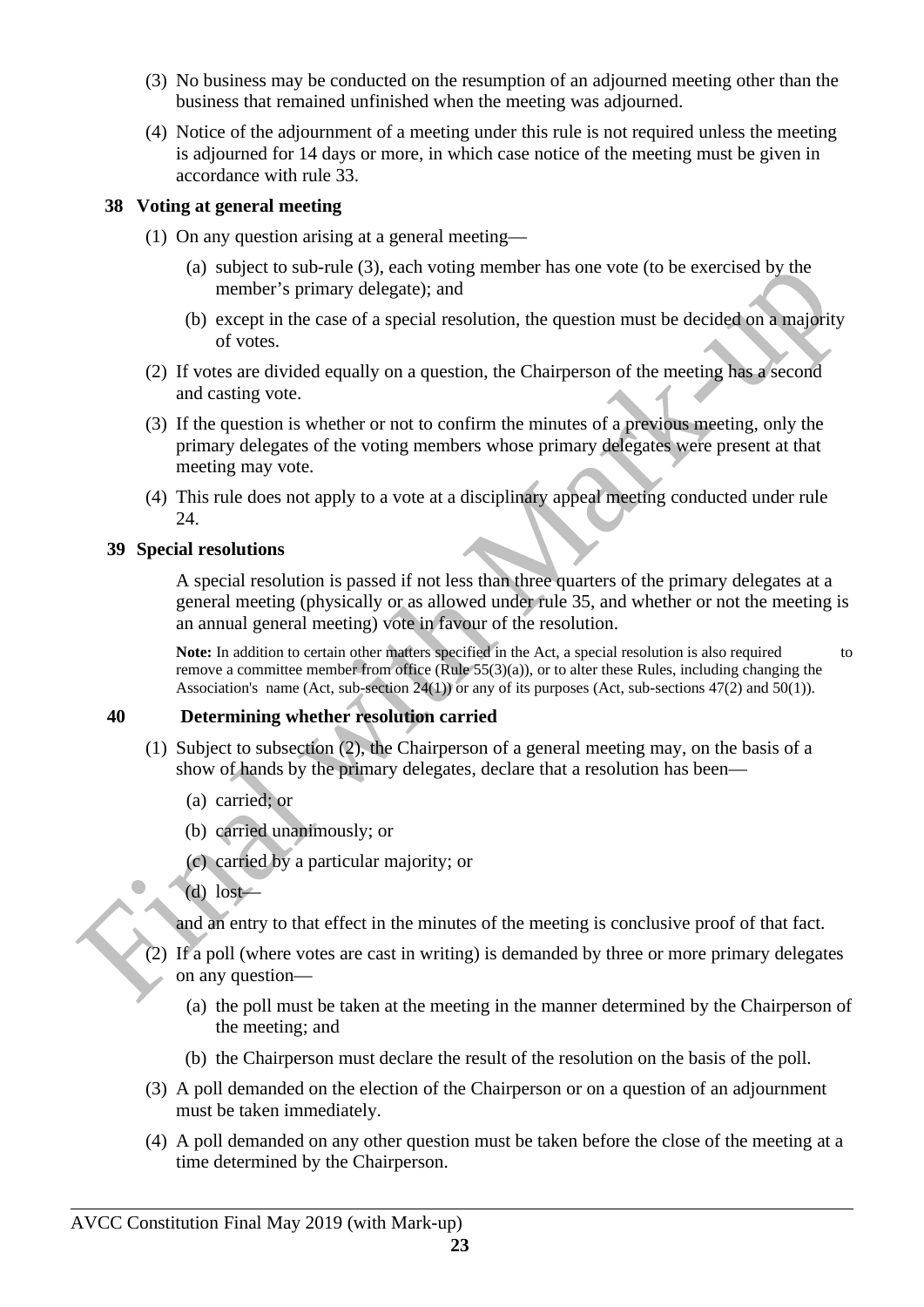(3) No business may be conducted on the resumption of an adjourned meeting other than the business that remained unfinished when the meeting was adjourned.

(4) Notice of the adjournment of a meeting under this rule is not required unless the meeting is adjourned for 14 days or more, in which case notice of the meeting must be given in accordance with rule 33.

### 38 Voting at general meeting

(1) On any question arising at a general meeting—

(a) subject to sub-rule (3), each voting member has one vote (to be exercised by the member's primary delegate); and

(b) except in the case of a special resolution, the question must be decided on a majority of votes.

(2) If votes are divided equally on a question, the Chairperson of the meeting has a second and casting vote.

(3) If the question is whether or not to confirm the minutes of a previous meeting, only the primary delegates of the voting members whose primary delegates were present at that meeting may vote.

(4) This rule does not apply to a vote at a disciplinary appeal meeting conducted under rule 24.

### 39 Special resolutions

A special resolution is passed if not less than three quarters of the primary delegates at a general meeting (physically or as allowed under rule 35, and whether or not the meeting is an annual general meeting) vote in favour of the resolution.

**Note:** In addition to certain other matters specified in the Act, a special resolution is also required to remove a committee member from office (Rule 55(3)(a)), or to alter these Rules, including changing the Association's name (Act, sub-section 24(1)) or any of its purposes (Act, sub-sections 47(2) and 50(1)).

### 40 Determining whether resolution carried

(1) Subject to subsection (2), the Chairperson of a general meeting may, on the basis of a show of hands by the primary delegates, declare that a resolution has been—

(a) carried; or

(b) carried unanimously; or

(c) carried by a particular majority; or

(d) lost—

and an entry to that effect in the minutes of the meeting is conclusive proof of that fact.

(2) If a poll (where votes are cast in writing) is demanded by three or more primary delegates on any question—

(a) the poll must be taken at the meeting in the manner determined by the Chairperson of the meeting; and

(b) the Chairperson must declare the result of the resolution on the basis of the poll.

(3) A poll demanded on the election of the Chairperson or on a question of an adjournment must be taken immediately.

(4) A poll demanded on any other question must be taken before the close of the meeting at a time determined by the Chairperson.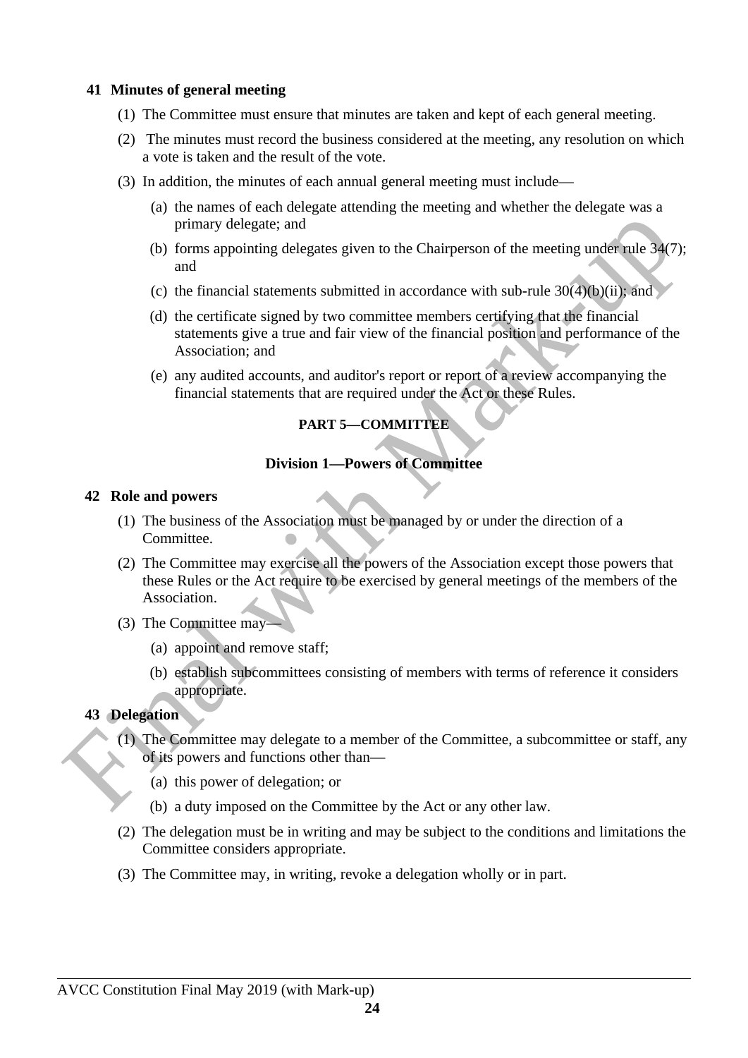### 41 Minutes of general meeting

(1) The Committee must ensure that minutes are taken and kept of each general meeting.

(2) The minutes must record the business considered at the meeting, any resolution on which a vote is taken and the result of the vote.

(3) In addition, the minutes of each annual general meeting must include—

(a) the names of each delegate attending the meeting and whether the delegate was a primary delegate; and

(b) forms appointing delegates given to the Chairperson of the meeting under rule 34(7); and

(c) the financial statements submitted in accordance with sub-rule 30(4)(b)(ii); and

(d) the certificate signed by two committee members certifying that the financial statements give a true and fair view of the financial position and performance of the Association; and

(e) any audited accounts, and auditor's report or report of a review accompanying the financial statements that are required under the Act or these Rules.

## PART 5—COMMITTEE

## Division 1—Powers of Committee

### 42 Role and powers

(1) The business of the Association must be managed by or under the direction of a Committee.

(2) The Committee may exercise all the powers of the Association except those powers that these Rules or the Act require to be exercised by general meetings of the members of the Association.

(3) The Committee may—

(a) appoint and remove staff;

(b) establish subcommittees consisting of members with terms of reference it considers appropriate.

### 43 Delegation

(1) The Committee may delegate to a member of the Committee, a subcommittee or staff, any of its powers and functions other than—

(a) this power of delegation; or

(b) a duty imposed on the Committee by the Act or any other law.

(2) The delegation must be in writing and may be subject to the conditions and limitations the Committee considers appropriate.

(3) The Committee may, in writing, revoke a delegation wholly or in part.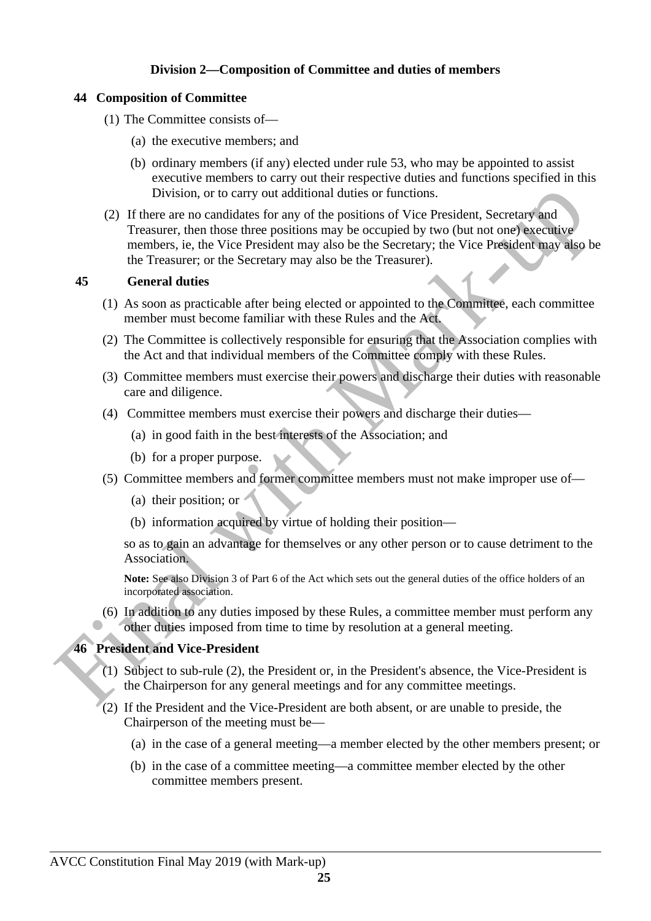## Division 2—Composition of Committee and duties of members

### 44 Composition of Committee

(1) The Committee consists of—

- (a) the executive members; and
- (b) ordinary members (if any) elected under rule 53, who may be appointed to assist executive members to carry out their respective duties and functions specified in this Division, or to carry out additional duties or functions.

(2) If there are no candidates for any of the positions of Vice President, Secretary and Treasurer, then those three positions may be occupied by two (but not one) executive members, ie, the Vice President may also be the Secretary; the Vice President may also be the Treasurer; or the Secretary may also be the Treasurer).

### 45 General duties

(1) As soon as practicable after being elected or appointed to the Committee, each committee member must become familiar with these Rules and the Act.

(2) The Committee is collectively responsible for ensuring that the Association complies with the Act and that individual members of the Committee comply with these Rules.

(3) Committee members must exercise their powers and discharge their duties with reasonable care and diligence.

(4) Committee members must exercise their powers and discharge their duties—

- (a) in good faith in the best interests of the Association; and
- (b) for a proper purpose.

(5) Committee members and former committee members must not make improper use of—

- (a) their position; or
- (b) information acquired by virtue of holding their position—

so as to gain an advantage for themselves or any other person or to cause detriment to the Association.

**Note:** See also Division 3 of Part 6 of the Act which sets out the general duties of the office holders of an incorporated association.

(6) In addition to any duties imposed by these Rules, a committee member must perform any other duties imposed from time to time by resolution at a general meeting.

### 46 President and Vice-President

(1) Subject to sub-rule (2), the President or, in the President's absence, the Vice-President is the Chairperson for any general meetings and for any committee meetings.

(2) If the President and the Vice-President are both absent, or are unable to preside, the Chairperson of the meeting must be—

- (a) in the case of a general meeting—a member elected by the other members present; or
- (b) in the case of a committee meeting—a committee member elected by the other committee members present.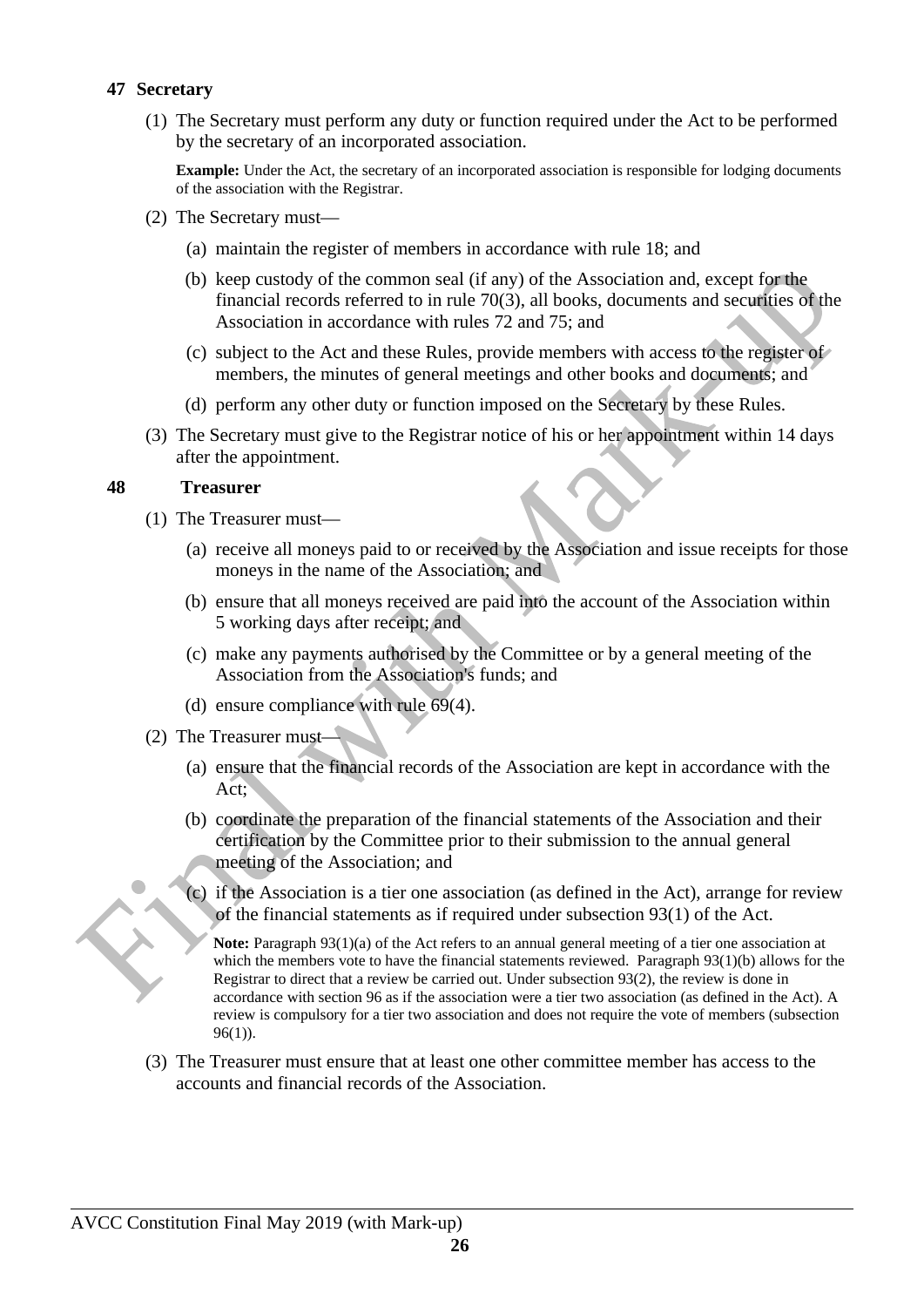### 47 Secretary

(1) The Secretary must perform any duty or function required under the Act to be performed by the secretary of an incorporated association.

**Example:** Under the Act, the secretary of an incorporated association is responsible for lodging documents of the association with the Registrar.

(2) The Secretary must—

(a) maintain the register of members in accordance with rule 18; and

(b) keep custody of the common seal (if any) of the Association and, except for the financial records referred to in rule 70(3), all books, documents and securities of the Association in accordance with rules 72 and 75; and

(c) subject to the Act and these Rules, provide members with access to the register of members, the minutes of general meetings and other books and documents; and

(d) perform any other duty or function imposed on the Secretary by these Rules.

(3) The Secretary must give to the Registrar notice of his or her appointment within 14 days after the appointment.

### 48 Treasurer

(1) The Treasurer must—

(a) receive all moneys paid to or received by the Association and issue receipts for those moneys in the name of the Association; and

(b) ensure that all moneys received are paid into the account of the Association within 5 working days after receipt; and

(c) make any payments authorised by the Committee or by a general meeting of the Association from the Association's funds; and

(d) ensure compliance with rule 69(4).

(2) The Treasurer must—

(a) ensure that the financial records of the Association are kept in accordance with the Act;

(b) coordinate the preparation of the financial statements of the Association and their certification by the Committee prior to their submission to the annual general meeting of the Association; and

(c) if the Association is a tier one association (as defined in the Act), arrange for review of the financial statements as if required under subsection 93(1) of the Act.

**Note:** Paragraph 93(1)(a) of the Act refers to an annual general meeting of a tier one association at which the members vote to have the financial statements reviewed. Paragraph 93(1)(b) allows for the Registrar to direct that a review be carried out. Under subsection 93(2), the review is done in accordance with section 96 as if the association were a tier two association (as defined in the Act). A review is compulsory for a tier two association and does not require the vote of members (subsection 96(1)).

(3) The Treasurer must ensure that at least one other committee member has access to the accounts and financial records of the Association.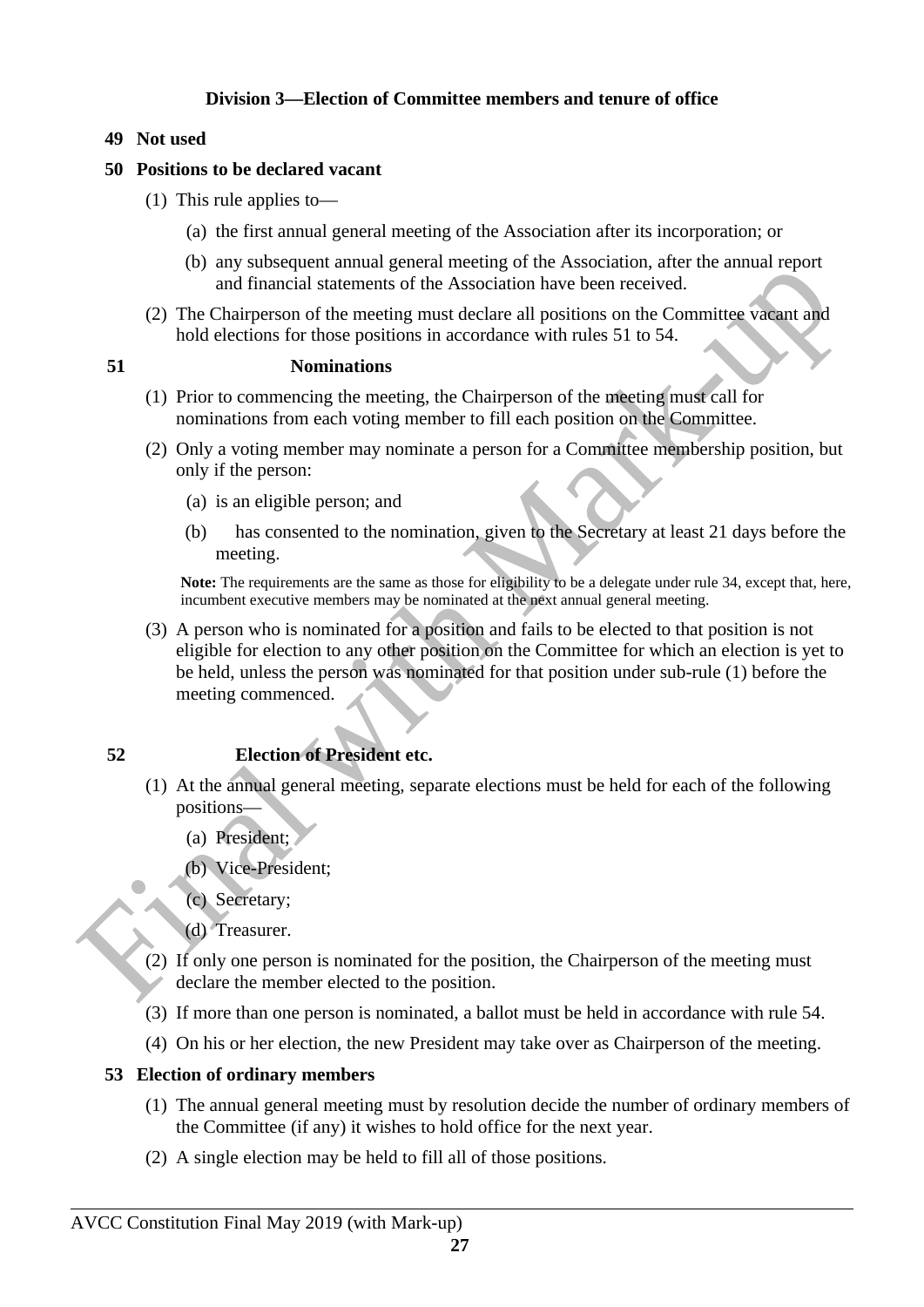### Division 3—Election of Committee members and tenure of office

**49 Not used**

**50 Positions to be declared vacant**

(1) This rule applies to—

(a) the first annual general meeting of the Association after its incorporation; or

(b) any subsequent annual general meeting of the Association, after the annual report and financial statements of the Association have been received.

(2) The Chairperson of the meeting must declare all positions on the Committee vacant and hold elections for those positions in accordance with rules 51 to 54.

**51 Nominations**

(1) Prior to commencing the meeting, the Chairperson of the meeting must call for nominations from each voting member to fill each position on the Committee.

(2) Only a voting member may nominate a person for a Committee membership position, but only if the person:

(a) is an eligible person; and

(b) has consented to the nomination, given to the Secretary at least 21 days before the meeting.

**Note:** The requirements are the same as those for eligibility to be a delegate under rule 34, except that, here, incumbent executive members may be nominated at the next annual general meeting.

(3) A person who is nominated for a position and fails to be elected to that position is not eligible for election to any other position on the Committee for which an election is yet to be held, unless the person was nominated for that position under sub-rule (1) before the meeting commenced.

**52 Election of President etc.**

(1) At the annual general meeting, separate elections must be held for each of the following positions—

(a) President;

(b) Vice-President;

(c) Secretary;

(d) Treasurer.

(2) If only one person is nominated for the position, the Chairperson of the meeting must declare the member elected to the position.

(3) If more than one person is nominated, a ballot must be held in accordance with rule 54.

(4) On his or her election, the new President may take over as Chairperson of the meeting.

**53 Election of ordinary members**

(1) The annual general meeting must by resolution decide the number of ordinary members of the Committee (if any) it wishes to hold office for the next year.

(2) A single election may be held to fill all of those positions.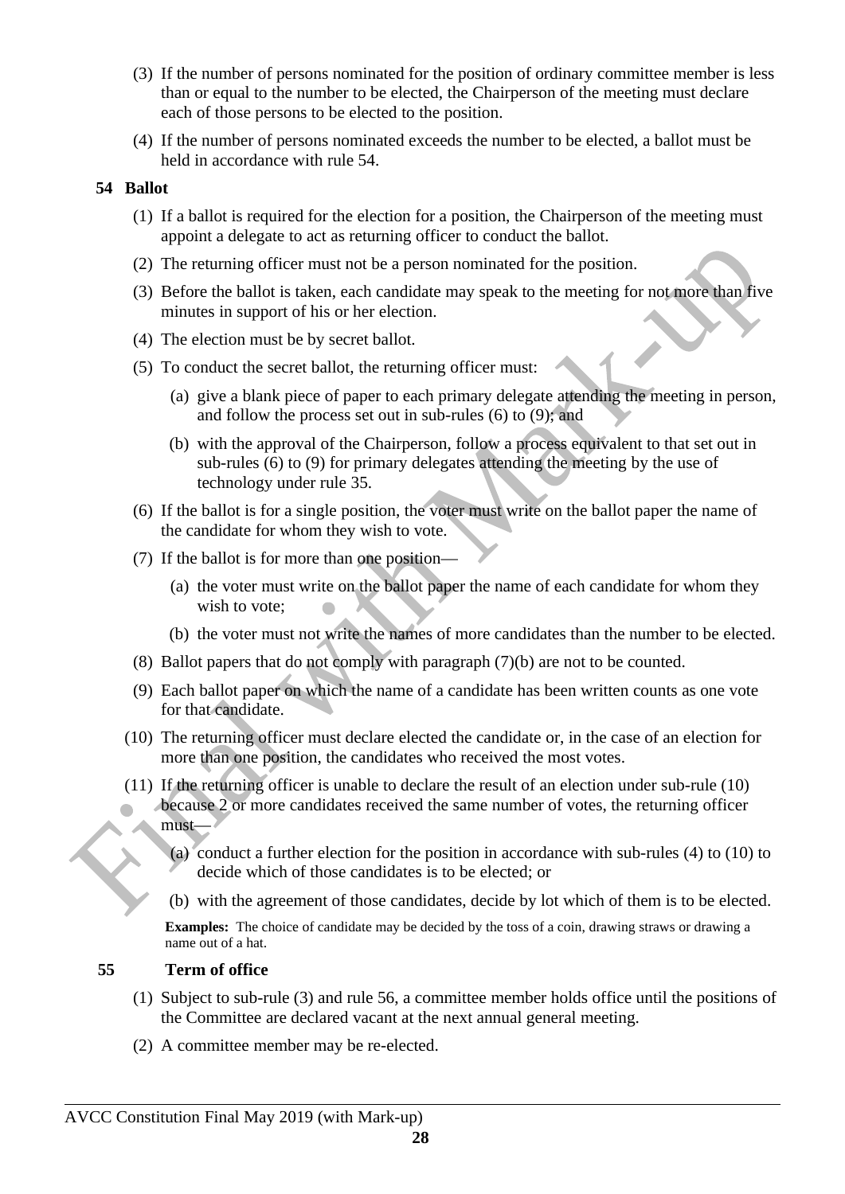(3) If the number of persons nominated for the position of ordinary committee member is less than or equal to the number to be elected, the Chairperson of the meeting must declare each of those persons to be elected to the position.

(4) If the number of persons nominated exceeds the number to be elected, a ballot must be held in accordance with rule 54.

### 54 Ballot

(1) If a ballot is required for the election for a position, the Chairperson of the meeting must appoint a delegate to act as returning officer to conduct the ballot.

(2) The returning officer must not be a person nominated for the position.

(3) Before the ballot is taken, each candidate may speak to the meeting for not more than five minutes in support of his or her election.

(4) The election must be by secret ballot.

(5) To conduct the secret ballot, the returning officer must:

  (a) give a blank piece of paper to each primary delegate attending the meeting in person, and follow the process set out in sub-rules (6) to (9); and

  (b) with the approval of the Chairperson, follow a process equivalent to that set out in sub-rules (6) to (9) for primary delegates attending the meeting by the use of technology under rule 35.

(6) If the ballot is for a single position, the voter must write on the ballot paper the name of the candidate for whom they wish to vote.

(7) If the ballot is for more than one position—

  (a) the voter must write on the ballot paper the name of each candidate for whom they wish to vote;

  (b) the voter must not write the names of more candidates than the number to be elected.

(8) Ballot papers that do not comply with paragraph (7)(b) are not to be counted.

(9) Each ballot paper on which the name of a candidate has been written counts as one vote for that candidate.

(10) The returning officer must declare elected the candidate or, in the case of an election for more than one position, the candidates who received the most votes.

(11) If the returning officer is unable to declare the result of an election under sub-rule (10) because 2 or more candidates received the same number of votes, the returning officer must—

  (a) conduct a further election for the position in accordance with sub-rules (4) to (10) to decide which of those candidates is to be elected; or

  (b) with the agreement of those candidates, decide by lot which of them is to be elected.

**Examples:** The choice of candidate may be decided by the toss of a coin, drawing straws or drawing a name out of a hat.

### 55 Term of office

(1) Subject to sub-rule (3) and rule 56, a committee member holds office until the positions of the Committee are declared vacant at the next annual general meeting.

(2) A committee member may be re-elected.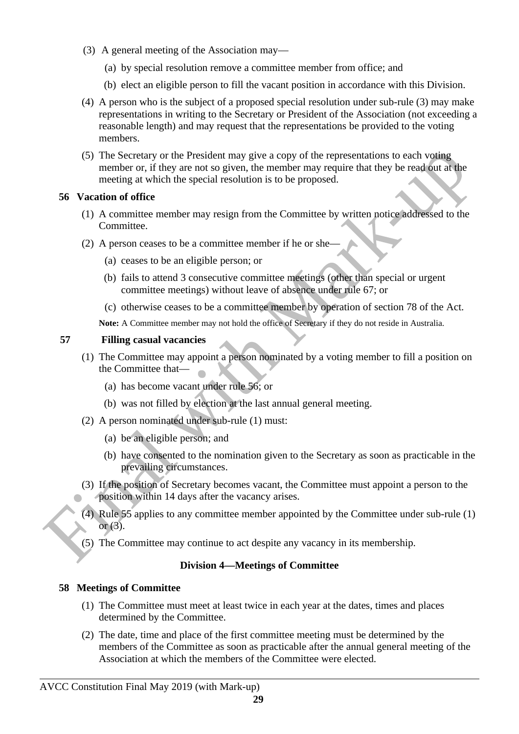(3) A general meeting of the Association may—

(a) by special resolution remove a committee member from office; and

(b) elect an eligible person to fill the vacant position in accordance with this Division.

(4) A person who is the subject of a proposed special resolution under sub-rule (3) may make representations in writing to the Secretary or President of the Association (not exceeding a reasonable length) and may request that the representations be provided to the voting members.

(5) The Secretary or the President may give a copy of the representations to each voting member or, if they are not so given, the member may require that they be read out at the meeting at which the special resolution is to be proposed.

**56 Vacation of office**

(1) A committee member may resign from the Committee by written notice addressed to the Committee.

(2) A person ceases to be a committee member if he or she—

(a) ceases to be an eligible person; or

(b) fails to attend 3 consecutive committee meetings (other than special or urgent committee meetings) without leave of absence under rule 67; or

(c) otherwise ceases to be a committee member by operation of section 78 of the Act.

**Note:** A Committee member may not hold the office of Secretary if they do not reside in Australia.

**57 Filling casual vacancies**

(1) The Committee may appoint a person nominated by a voting member to fill a position on the Committee that—

(a) has become vacant under rule 56; or

(b) was not filled by election at the last annual general meeting.

(2) A person nominated under sub-rule (1) must:

(a) be an eligible person; and

(b) have consented to the nomination given to the Secretary as soon as practicable in the prevailing circumstances.

(3) If the position of Secretary becomes vacant, the Committee must appoint a person to the position within 14 days after the vacancy arises.

(4) Rule 55 applies to any committee member appointed by the Committee under sub-rule (1) or (3).

(5) The Committee may continue to act despite any vacancy in its membership.

**Division 4—Meetings of Committee**

**58 Meetings of Committee**

(1) The Committee must meet at least twice in each year at the dates, times and places determined by the Committee.

(2) The date, time and place of the first committee meeting must be determined by the members of the Committee as soon as practicable after the annual general meeting of the Association at which the members of the Committee were elected.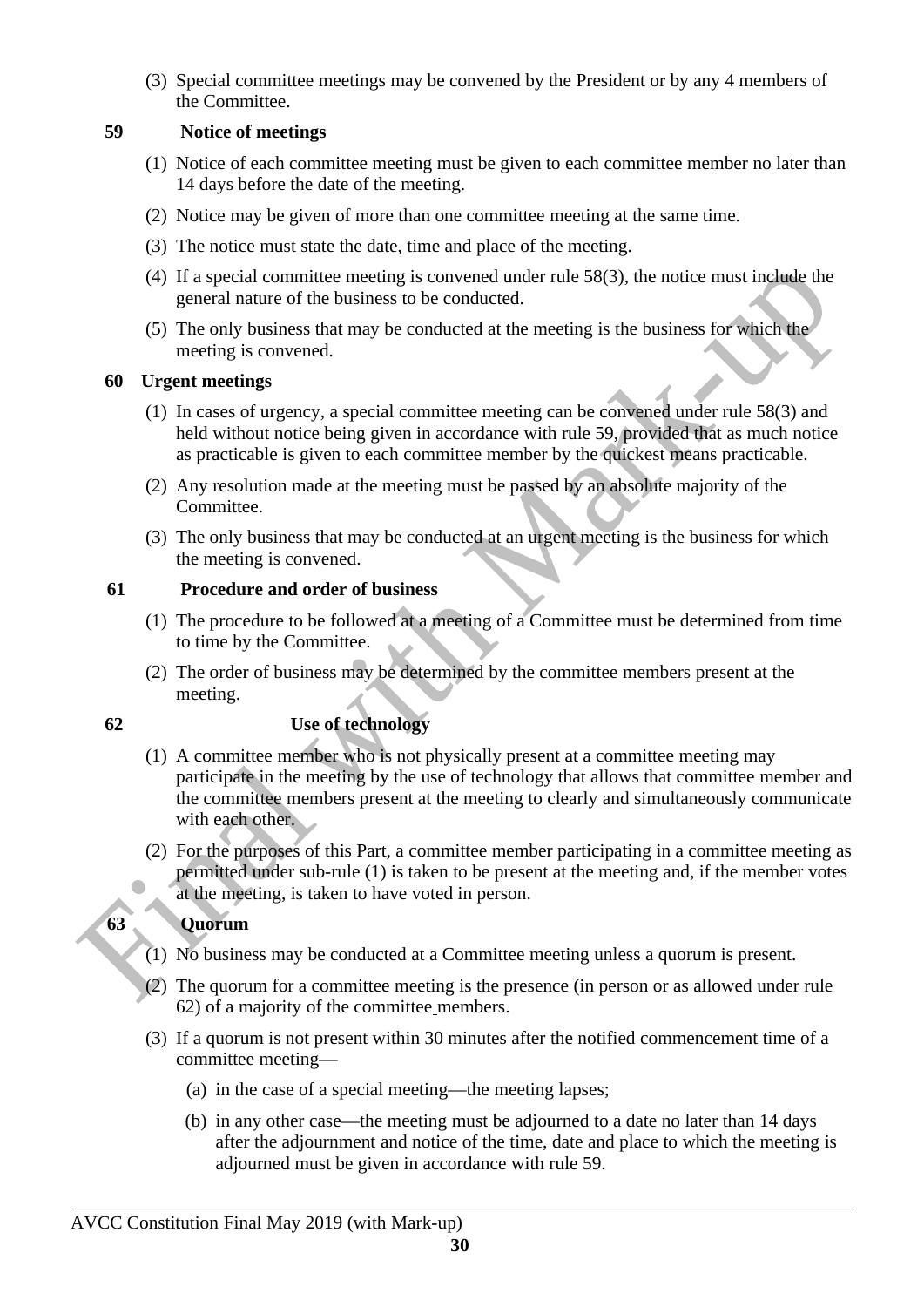(3) Special committee meetings may be convened by the President or by any 4 members of the Committee.

**59 Notice of meetings**

(1) Notice of each committee meeting must be given to each committee member no later than 14 days before the date of the meeting.

(2) Notice may be given of more than one committee meeting at the same time.

(3) The notice must state the date, time and place of the meeting.

(4) If a special committee meeting is convened under rule 58(3), the notice must include the general nature of the business to be conducted.

(5) The only business that may be conducted at the meeting is the business for which the meeting is convened.

**60 Urgent meetings**

(1) In cases of urgency, a special committee meeting can be convened under rule 58(3) and held without notice being given in accordance with rule 59, provided that as much notice as practicable is given to each committee member by the quickest means practicable.

(2) Any resolution made at the meeting must be passed by an absolute majority of the Committee.

(3) The only business that may be conducted at an urgent meeting is the business for which the meeting is convened.

**61 Procedure and order of business**

(1) The procedure to be followed at a meeting of a Committee must be determined from time to time by the Committee.

(2) The order of business may be determined by the committee members present at the meeting.

**62 Use of technology**

(1) A committee member who is not physically present at a committee meeting may participate in the meeting by the use of technology that allows that committee member and the committee members present at the meeting to clearly and simultaneously communicate with each other.

(2) For the purposes of this Part, a committee member participating in a committee meeting as permitted under sub-rule (1) is taken to be present at the meeting and, if the member votes at the meeting, is taken to have voted in person.

**63 Quorum**

(1) No business may be conducted at a Committee meeting unless a quorum is present.

(2) The quorum for a committee meeting is the presence (in person or as allowed under rule 62) of a majority of the committee members.

(3) If a quorum is not present within 30 minutes after the notified commencement time of a committee meeting—

(a) in the case of a special meeting—the meeting lapses;

(b) in any other case—the meeting must be adjourned to a date no later than 14 days after the adjournment and notice of the time, date and place to which the meeting is adjourned must be given in accordance with rule 59.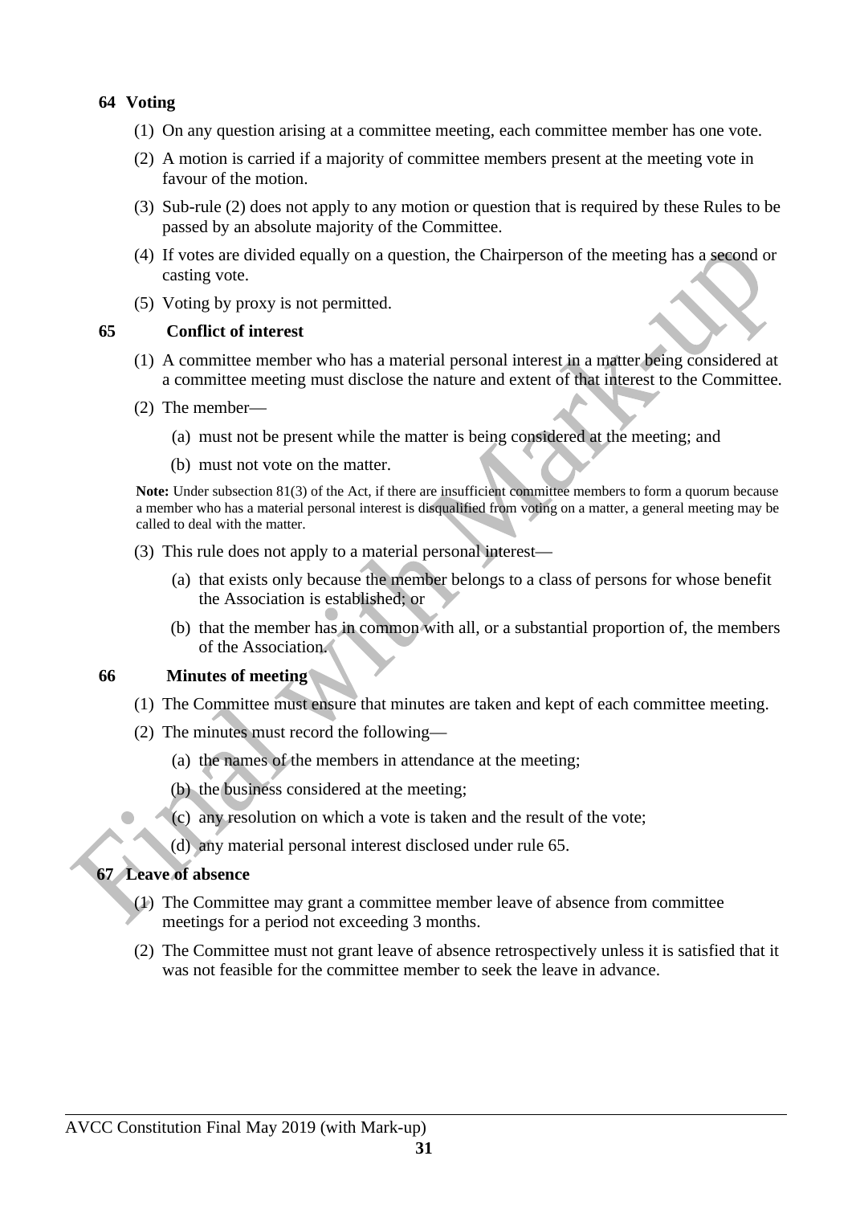### 64 Voting

(1) On any question arising at a committee meeting, each committee member has one vote.

(2) A motion is carried if a majority of committee members present at the meeting vote in favour of the motion.

(3) Sub-rule (2) does not apply to any motion or question that is required by these Rules to be passed by an absolute majority of the Committee.

(4) If votes are divided equally on a question, the Chairperson of the meeting has a second or casting vote.

(5) Voting by proxy is not permitted.

### 65 Conflict of interest

(1) A committee member who has a material personal interest in a matter being considered at a committee meeting must disclose the nature and extent of that interest to the Committee.

(2) The member—

(a) must not be present while the matter is being considered at the meeting; and

(b) must not vote on the matter.

**Note:** Under subsection 81(3) of the Act, if there are insufficient committee members to form a quorum because a member who has a material personal interest is disqualified from voting on a matter, a general meeting may be called to deal with the matter.

(3) This rule does not apply to a material personal interest—

(a) that exists only because the member belongs to a class of persons for whose benefit the Association is established; or

(b) that the member has in common with all, or a substantial proportion of, the members of the Association.

### 66 Minutes of meeting

(1) The Committee must ensure that minutes are taken and kept of each committee meeting.

(2) The minutes must record the following—

(a) the names of the members in attendance at the meeting;

(b) the business considered at the meeting;

(c) any resolution on which a vote is taken and the result of the vote;

(d) any material personal interest disclosed under rule 65.

### 67 Leave of absence

(1) The Committee may grant a committee member leave of absence from committee meetings for a period not exceeding 3 months.

(2) The Committee must not grant leave of absence retrospectively unless it is satisfied that it was not feasible for the committee member to seek the leave in advance.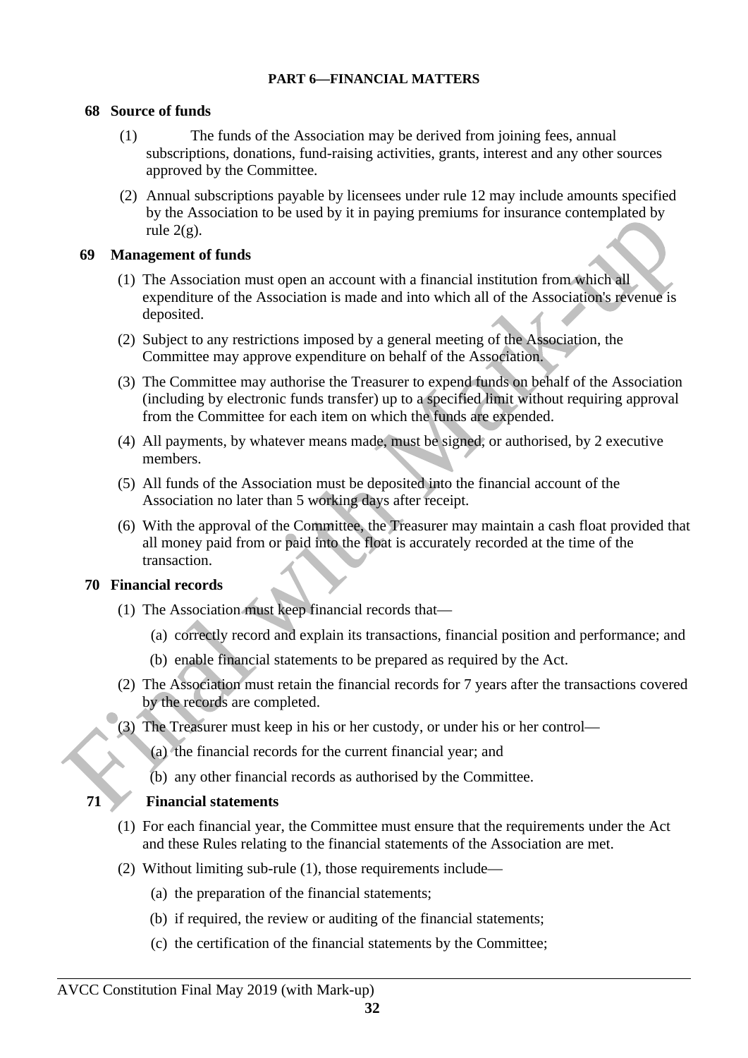## PART 6—FINANCIAL MATTERS

### 68 Source of funds

(1) The funds of the Association may be derived from joining fees, annual subscriptions, donations, fund-raising activities, grants, interest and any other sources approved by the Committee.

(2) Annual subscriptions payable by licensees under rule 12 may include amounts specified by the Association to be used by it in paying premiums for insurance contemplated by rule 2(g).

### 69 Management of funds

(1) The Association must open an account with a financial institution from which all expenditure of the Association is made and into which all of the Association's revenue is deposited.

(2) Subject to any restrictions imposed by a general meeting of the Association, the Committee may approve expenditure on behalf of the Association.

(3) The Committee may authorise the Treasurer to expend funds on behalf of the Association (including by electronic funds transfer) up to a specified limit without requiring approval from the Committee for each item on which the funds are expended.

(4) All payments, by whatever means made, must be signed, or authorised, by 2 executive members.

(5) All funds of the Association must be deposited into the financial account of the Association no later than 5 working days after receipt.

(6) With the approval of the Committee, the Treasurer may maintain a cash float provided that all money paid from or paid into the float is accurately recorded at the time of the transaction.

### 70 Financial records

(1) The Association must keep financial records that—

(a) correctly record and explain its transactions, financial position and performance; and

(b) enable financial statements to be prepared as required by the Act.

(2) The Association must retain the financial records for 7 years after the transactions covered by the records are completed.

(3) The Treasurer must keep in his or her custody, or under his or her control—

(a) the financial records for the current financial year; and

(b) any other financial records as authorised by the Committee.

### 71 Financial statements

(1) For each financial year, the Committee must ensure that the requirements under the Act and these Rules relating to the financial statements of the Association are met.

(2) Without limiting sub-rule (1), those requirements include—

(a) the preparation of the financial statements;

(b) if required, the review or auditing of the financial statements;

(c) the certification of the financial statements by the Committee;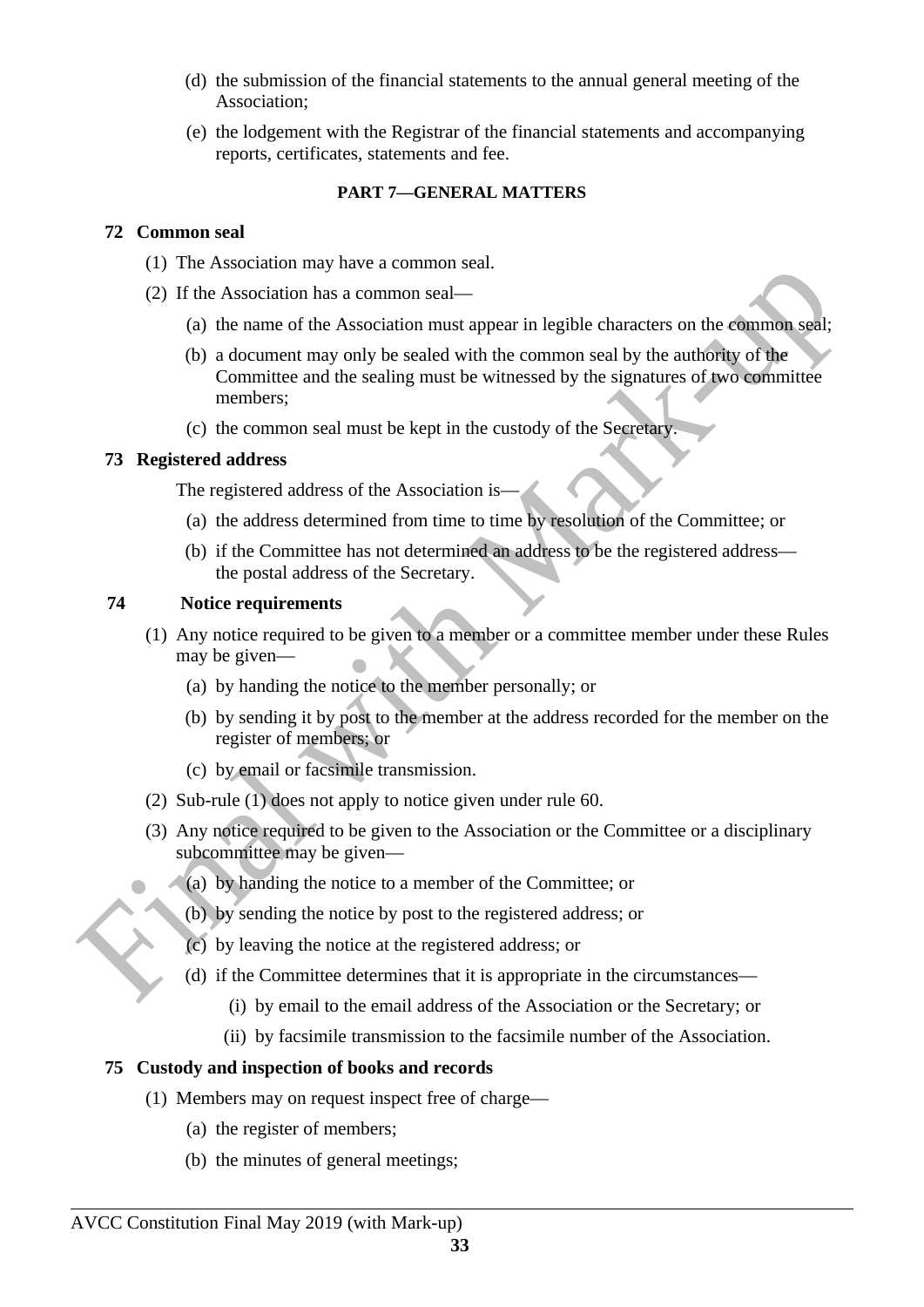(d) the submission of the financial statements to the annual general meeting of the Association;

(e) the lodgement with the Registrar of the financial statements and accompanying reports, certificates, statements and fee.

## PART 7—GENERAL MATTERS

### 72 Common seal

(1) The Association may have a common seal.

(2) If the Association has a common seal—

(a) the name of the Association must appear in legible characters on the common seal;

(b) a document may only be sealed with the common seal by the authority of the Committee and the sealing must be witnessed by the signatures of two committee members;

(c) the common seal must be kept in the custody of the Secretary.

### 73 Registered address

The registered address of the Association is—

(a) the address determined from time to time by resolution of the Committee; or

(b) if the Committee has not determined an address to be the registered address—the postal address of the Secretary.

### 74 Notice requirements

(1) Any notice required to be given to a member or a committee member under these Rules may be given—

(a) by handing the notice to the member personally; or

(b) by sending it by post to the member at the address recorded for the member on the register of members; or

(c) by email or facsimile transmission.

(2) Sub-rule (1) does not apply to notice given under rule 60.

(3) Any notice required to be given to the Association or the Committee or a disciplinary subcommittee may be given—

(a) by handing the notice to a member of the Committee; or

(b) by sending the notice by post to the registered address; or

(c) by leaving the notice at the registered address; or

(d) if the Committee determines that it is appropriate in the circumstances—

(i) by email to the email address of the Association or the Secretary; or

(ii) by facsimile transmission to the facsimile number of the Association.

### 75 Custody and inspection of books and records

(1) Members may on request inspect free of charge—

(a) the register of members;

(b) the minutes of general meetings;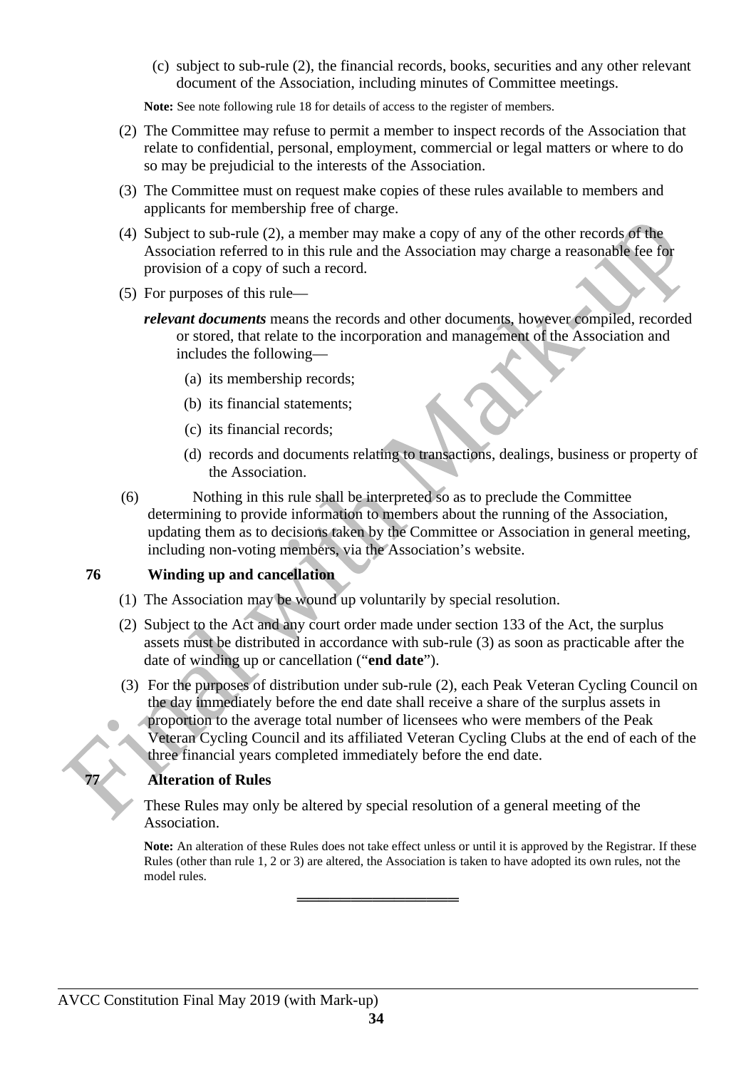(c) subject to sub-rule (2), the financial records, books, securities and any other relevant document of the Association, including minutes of Committee meetings.

**Note:** See note following rule 18 for details of access to the register of members.

(2) The Committee may refuse to permit a member to inspect records of the Association that relate to confidential, personal, employment, commercial or legal matters or where to do so may be prejudicial to the interests of the Association.

(3) The Committee must on request make copies of these rules available to members and applicants for membership free of charge.

(4) Subject to sub-rule (2), a member may make a copy of any of the other records of the Association referred to in this rule and the Association may charge a reasonable fee for provision of a copy of such a record.

(5) For purposes of this rule—

***relevant documents*** means the records and other documents, however compiled, recorded or stored, that relate to the incorporation and management of the Association and includes the following—

(a) its membership records;

(b) its financial statements;

(c) its financial records;

(d) records and documents relating to transactions, dealings, business or property of the Association.

(6) Nothing in this rule shall be interpreted so as to preclude the Committee determining to provide information to members about the running of the Association, updating them as to decisions taken by the Committee or Association in general meeting, including non-voting members, via the Association's website.

## 76 Winding up and cancellation

(1) The Association may be wound up voluntarily by special resolution.

(2) Subject to the Act and any court order made under section 133 of the Act, the surplus assets must be distributed in accordance with sub-rule (3) as soon as practicable after the date of winding up or cancellation ("**end date**").

(3) For the purposes of distribution under sub-rule (2), each Peak Veteran Cycling Council on the day immediately before the end date shall receive a share of the surplus assets in proportion to the average total number of licensees who were members of the Peak Veteran Cycling Council and its affiliated Veteran Cycling Clubs at the end of each of the three financial years completed immediately before the end date.

## 77 Alteration of Rules

These Rules may only be altered by special resolution of a general meeting of the Association.

**Note:** An alteration of these Rules does not take effect unless or until it is approved by the Registrar. If these Rules (other than rule 1, 2 or 3) are altered, the Association is taken to have adopted its own rules, not the model rules.